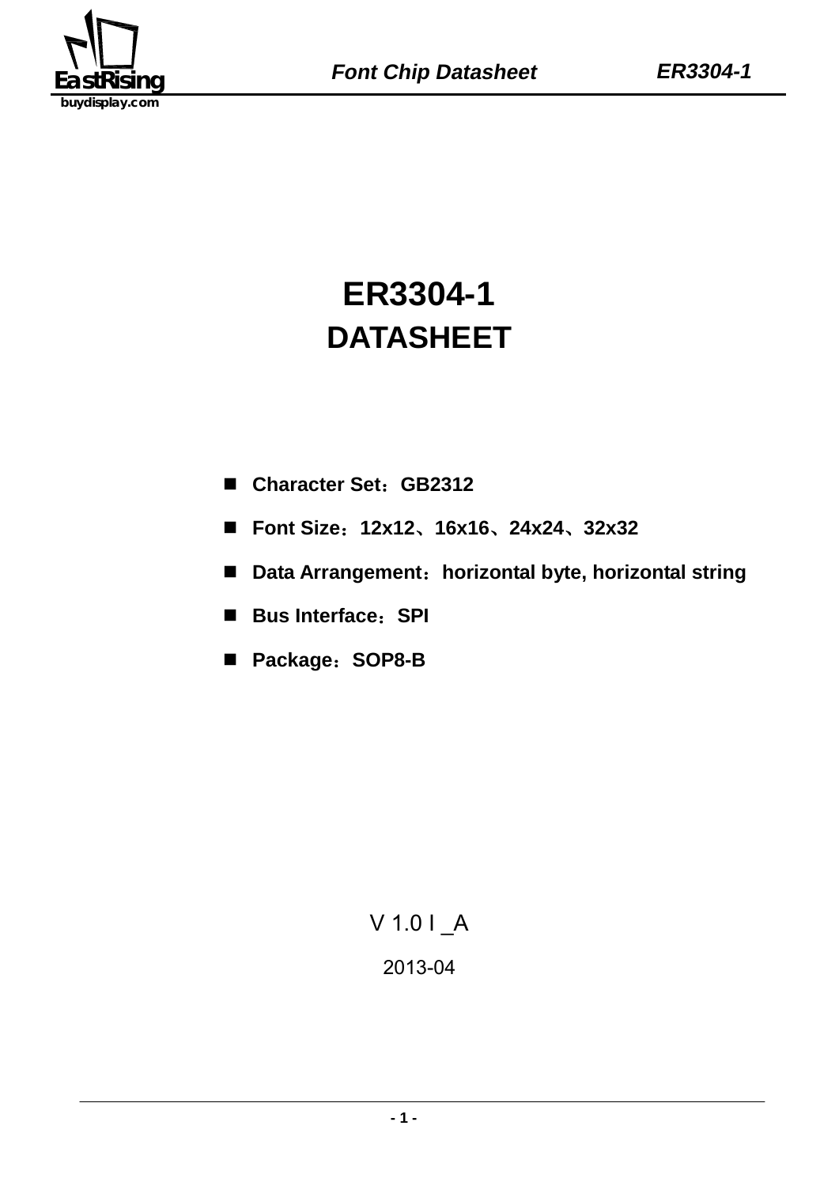# ER3304-1
# DATASHEET

- **Character Set：GB2312**
- **Font Size：12x12、16x16、24x24、32x32**
- **Data Arrangement：horizontal byte, horizontal string**
- **Bus Interface：SPI**
- **Package：SOP8-B**

V 1.0 I _A

2013-04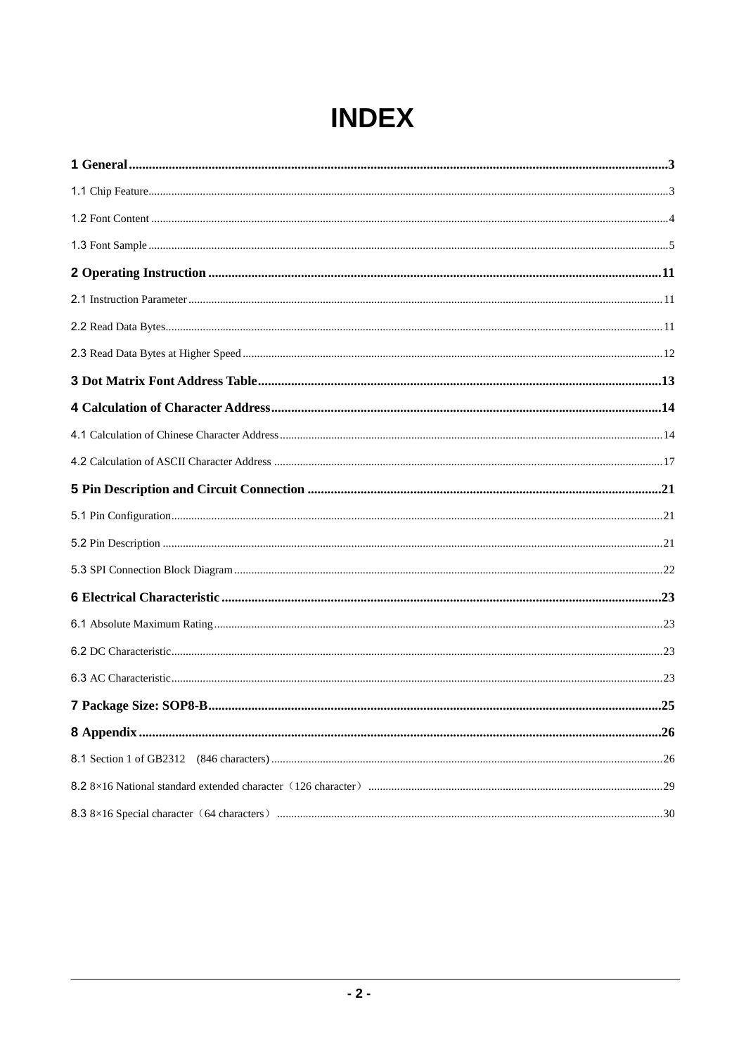# INDEX

**1 General...3**

1.1 Chip Feature...3

1.2 Font Content...4

1.3 Font Sample...5

**2 Operating Instruction...11**

2.1 Instruction Parameter...11

2.2 Read Data Bytes...11

2.3 Read Data Bytes at Higher Speed...12

**3 Dot Matrix Font Address Table...13**

**4 Calculation of Character Address...14**

4.1 Calculation of Chinese Character Address...14

4.2 Calculation of ASCII Character Address...17

**5 Pin Description and Circuit Connection...21**

5.1 Pin Configuration...21

5.2 Pin Description...21

5.3 SPI Connection Block Diagram...22

**6 Electrical Characteristic...23**

6.1 Absolute Maximum Rating...23

6.2 DC Characteristic...23

6.3 AC Characteristic...23

**7 Package Size: SOP8-B...25**

**8 Appendix...26**

8.1 Section 1 of GB2312 (846 characters)...26

8.2 8×16 National standard extended character（126 character）...29

8.3 8×16 Special character（64 characters）...30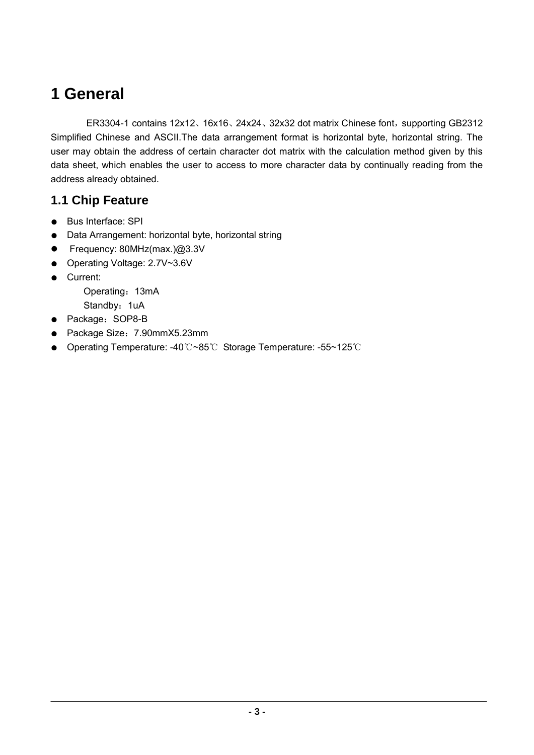# 1 General

ER3304-1 contains 12x12、16x16、24x24、32x32 dot matrix Chinese font，supporting GB2312 Simplified Chinese and ASCII.The data arrangement format is horizontal byte, horizontal string. The user may obtain the address of certain character dot matrix with the calculation method given by this data sheet, which enables the user to access to more character data by continually reading from the address already obtained.

## 1.1 Chip Feature

- Bus Interface: SPI
- Data Arrangement: horizontal byte, horizontal string
- Frequency: 80MHz(max.)@3.3V
- Operating Voltage: 2.7V~3.6V
- Current:
  Operating：13mA
  Standby：1uA
- Package：SOP8-B
- Package Size：7.90mmX5.23mm
- Operating Temperature: -40℃~85℃ Storage Temperature: -55~125℃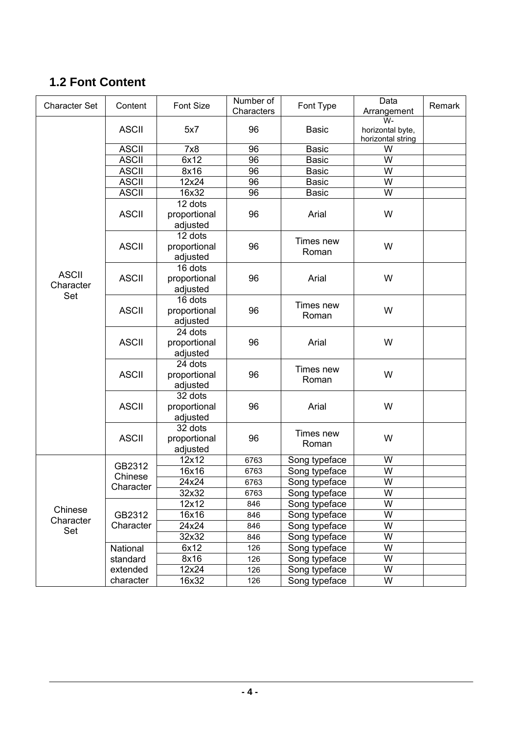## 1.2 Font Content

| Character Set | Content | Font Size | Number of Characters | Font Type | Data Arrangement | Remark |
|---|---|---|---|---|---|---|
| ASCII Character Set | ASCII | 5x7 | 96 | Basic | W-horizontal byte, horizontal string | |
| | ASCII | 7x8 | 96 | Basic | W | |
| | ASCII | 6x12 | 96 | Basic | W | |
| | ASCII | 8x16 | 96 | Basic | W | |
| | ASCII | 12x24 | 96 | Basic | W | |
| | ASCII | 16x32 | 96 | Basic | W | |
| | ASCII | 12 dots proportional adjusted | 96 | Arial | W | |
| | ASCII | 12 dots proportional adjusted | 96 | Times new Roman | W | |
| | ASCII | 16 dots proportional adjusted | 96 | Arial | W | |
| | ASCII | 16 dots proportional adjusted | 96 | Times new Roman | W | |
| | ASCII | 24 dots proportional adjusted | 96 | Arial | W | |
| | ASCII | 24 dots proportional adjusted | 96 | Times new Roman | W | |
| | ASCII | 32 dots proportional adjusted | 96 | Arial | W | |
| | ASCII | 32 dots proportional adjusted | 96 | Times new Roman | W | |
| Chinese Character Set | GB2312 Chinese Character | 12x12 | 6763 | Song typeface | W | |
| | | 16x16 | 6763 | Song typeface | W | |
| | | 24x24 | 6763 | Song typeface | W | |
| | | 32x32 | 6763 | Song typeface | W | |
| | GB2312 Character | 12x12 | 846 | Song typeface | W | |
| | | 16x16 | 846 | Song typeface | W | |
| | | 24x24 | 846 | Song typeface | W | |
| | | 32x32 | 846 | Song typeface | W | |
| | National standard extended character | 6x12 | 126 | Song typeface | W | |
| | | 8x16 | 126 | Song typeface | W | |
| | | 12x24 | 126 | Song typeface | W | |
| | | 16x32 | 126 | Song typeface | W | |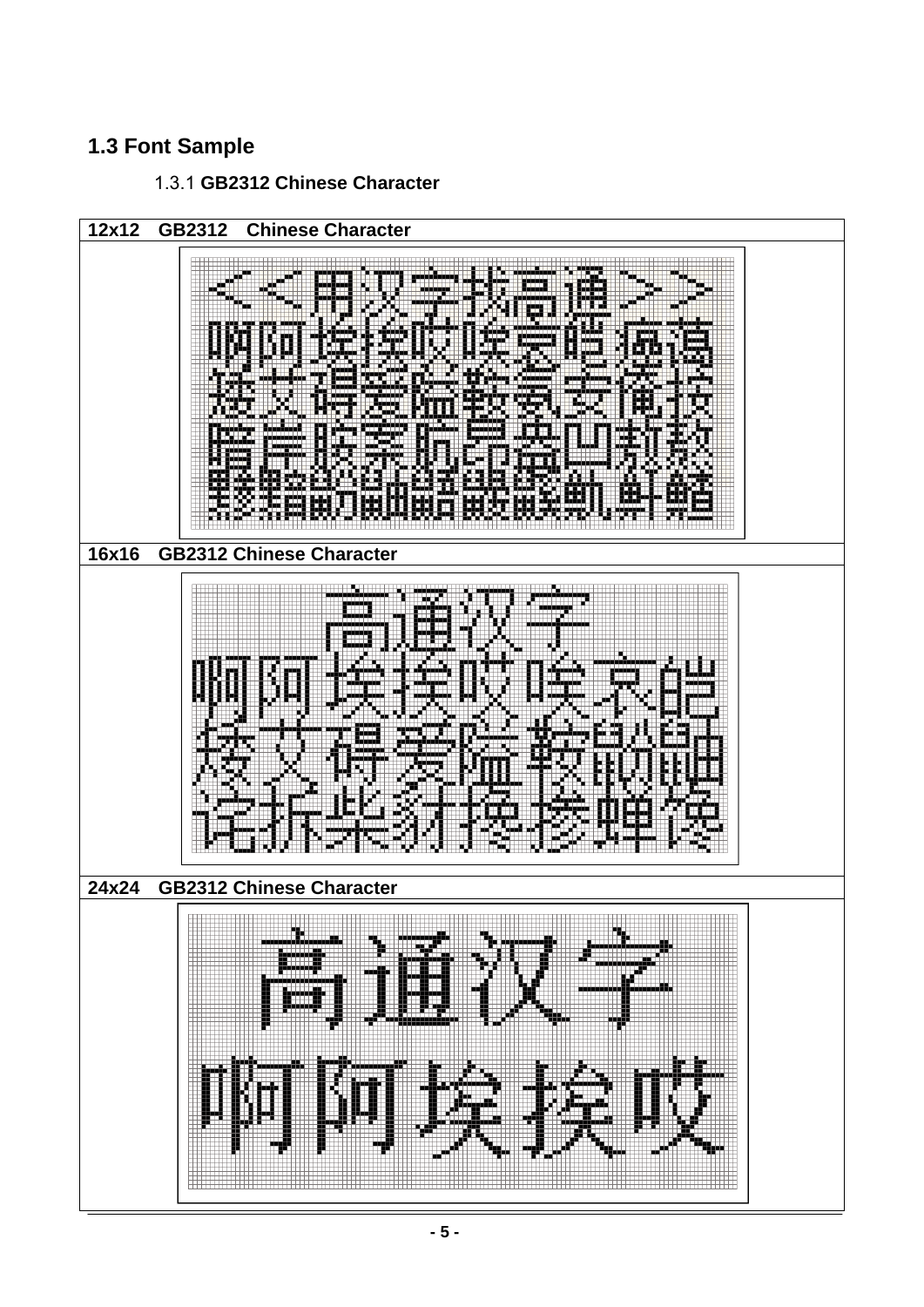## 1.3 Font Sample

### 1.3.1 GB2312 Chinese Character

| 12x12　GB2312　Chinese Character |
|---|
| <<用汉字找高通>> |
| 啊阿埃挨哎唉哀皑癌蔼 |
| 矮艾碍爱隘鞍氨安俺按 |
| 暗岸胺案肮昂盎凹敖熬 |
| 黪黯鼢鼬鼯鼹鼷鼽鼾齄 |

| 16x16　GB2312 Chinese Character |
|---|
| 高通汉字 |
| 啊阿埃挨哎唉哀皑 |
| 矮艾碍爱隘鞍氨安 |
| 诧拆柴豺搀掺蝉馋 |

| 24x24　GB2312 Chinese Character |
|---|
| 高通汉字 |
| 啊阿埃挨哎 |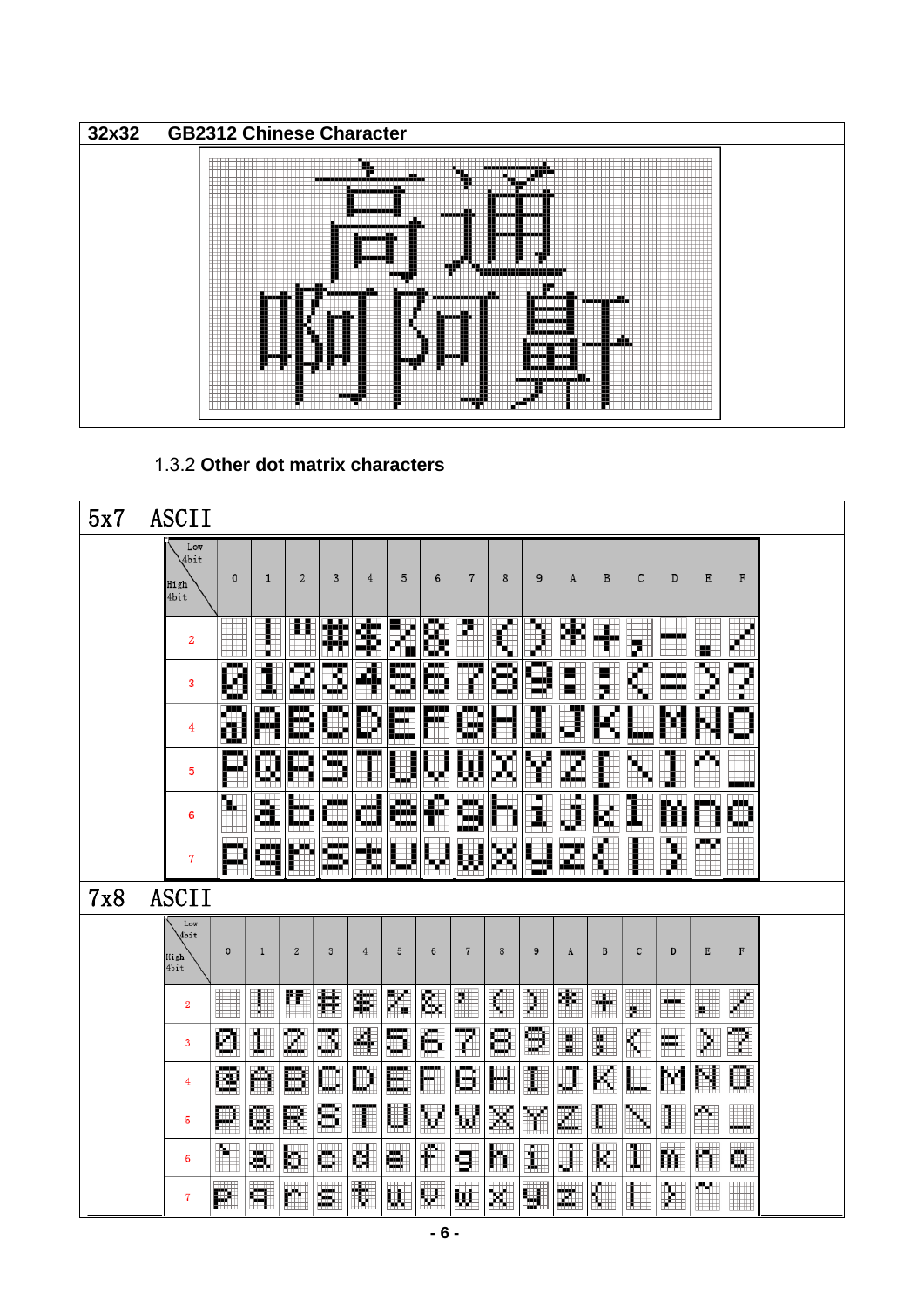| 32x32 | GB2312 Chinese Character |
|---|---|
| | 高通<br>啊阿鼾 |

1.3.2 **Other dot matrix characters**

**5x7 ASCII**

| High 4bit \ Low 4bit | 0 | 1 | 2 | 3 | 4 | 5 | 6 | 7 | 8 | 9 | A | B | C | D | E | F |
|---|---|---|---|---|---|---|---|---|---|---|---|---|---|---|---|---|
| 2 | | ! | " | # | $ | % | & | ' | ( | ) | * | + | , | - | . | / |
| 3 | 0 | 1 | 2 | 3 | 4 | 5 | 6 | 7 | 8 | 9 | : | ; | < | = | > | ? |
| 4 | @ | A | B | C | D | E | F | G | H | I | J | K | L | M | N | O |
| 5 | P | Q | R | S | T | U | V | W | X | Y | Z | [ | \ | ] | ^ | _ |
| 6 | ` | a | b | c | d | e | f | g | h | i | j | k | l | m | n | o |
| 7 | p | q | r | s | t | u | v | w | x | y | z | { | \| | } | ~ | |

**7x8 ASCII**

| High 4bit \ Low 4bit | 0 | 1 | 2 | 3 | 4 | 5 | 6 | 7 | 8 | 9 | A | B | C | D | E | F |
|---|---|---|---|---|---|---|---|---|---|---|---|---|---|---|---|---|
| 2 | | ! | " | # | $ | % | & | ' | ( | ) | * | + | , | - | . | / |
| 3 | 0 | 1 | 2 | 3 | 4 | 5 | 6 | 7 | 8 | 9 | : | ; | < | = | > | ? |
| 4 | @ | A | B | C | D | E | F | G | H | I | J | K | L | M | N | O |
| 5 | P | Q | R | S | T | U | V | W | X | Y | Z | [ | \ | ] | ^ | _ |
| 6 | ` | a | b | c | d | e | f | g | h | i | j | k | l | m | n | o |
| 7 | p | q | r | s | t | u | v | w | x | y | z | { | \| | } | ~ | |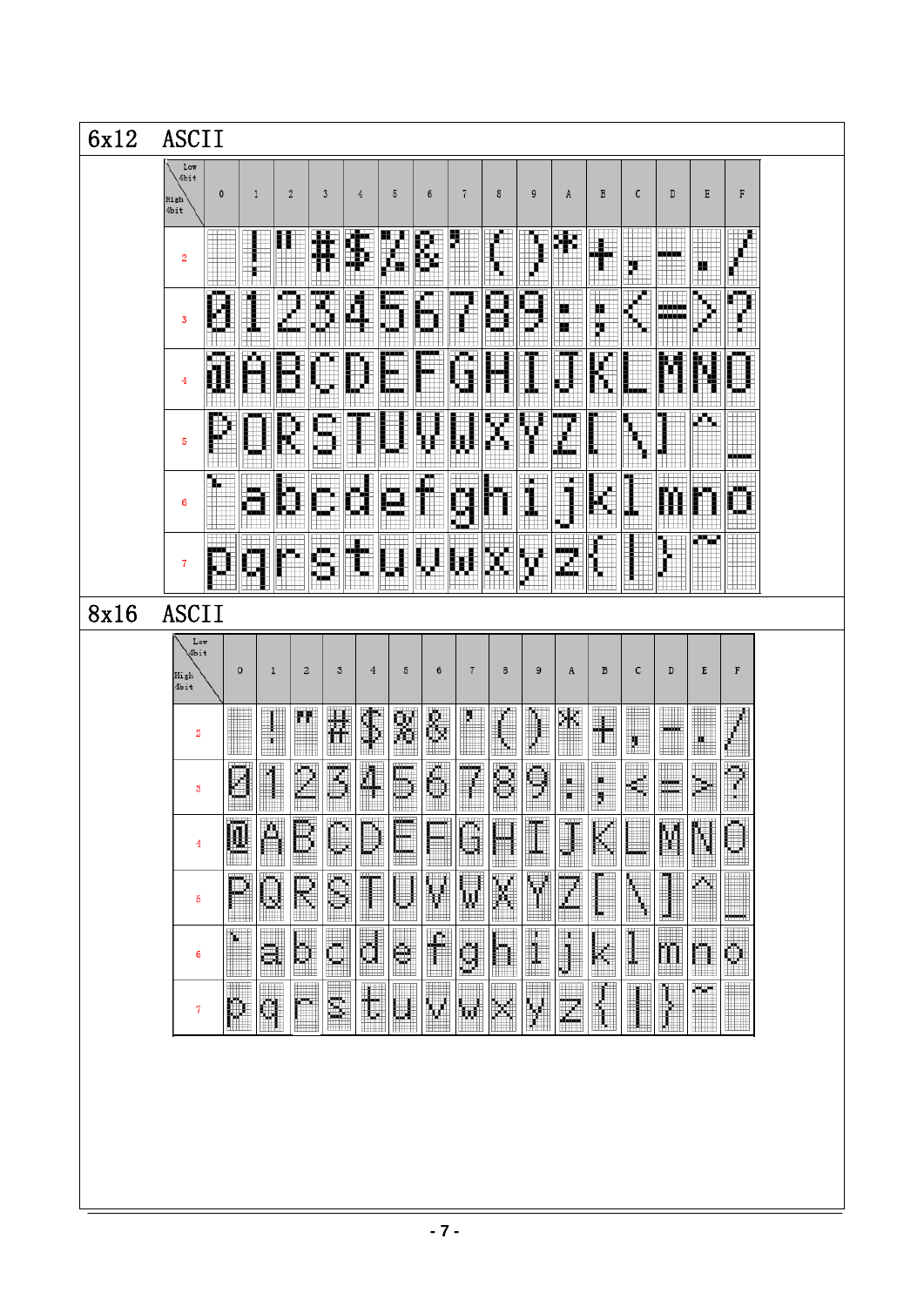## 6x12 ASCII

| Low 4bit / High 4bit | 0 | 1 | 2 | 3 | 4 | 5 | 6 | 7 | 8 | 9 | A | B | C | D | E | F |
|---|---|---|---|---|---|---|---|---|---|---|---|---|---|---|---|---|
| 2 |  | ! | " | # | $ | % | & | ' | ( | ) | * | + | , | - | . | / |
| 3 | 0 | 1 | 2 | 3 | 4 | 5 | 6 | 7 | 8 | 9 | : | ; | < | = | > | ? |
| 4 | @ | A | B | C | D | E | F | G | H | I | J | K | L | M | N | O |
| 5 | P | Q | R | S | T | U | V | W | X | Y | Z | [ | \ | ] | ^ | _ |
| 6 | ` | a | b | c | d | e | f | g | h | i | j | k | l | m | n | o |
| 7 | p | q | r | s | t | u | v | w | x | y | z | { | \| | } | ~ |  |

## 8x16 ASCII

| Low 4bit / High 4bit | 0 | 1 | 2 | 3 | 4 | 5 | 6 | 7 | 8 | 9 | A | B | C | D | E | F |
|---|---|---|---|---|---|---|---|---|---|---|---|---|---|---|---|---|
| 2 |  | ! | " | # | $ | % | & | ' | ( | ) | * | + | , | - | . | / |
| 3 | 0 | 1 | 2 | 3 | 4 | 5 | 6 | 7 | 8 | 9 | : | ; | < | = | > | ? |
| 4 | @ | A | B | C | D | E | F | G | H | I | J | K | L | M | N | O |
| 5 | P | Q | R | S | T | U | V | W | X | Y | Z | [ | \ | ] | ^ | _ |
| 6 | ` | a | b | c | d | e | f | g | h | i | j | k | l | m | n | o |
| 7 | p | q | r | s | t | u | v | w | x | y | z | { | \| | } | ~ |  |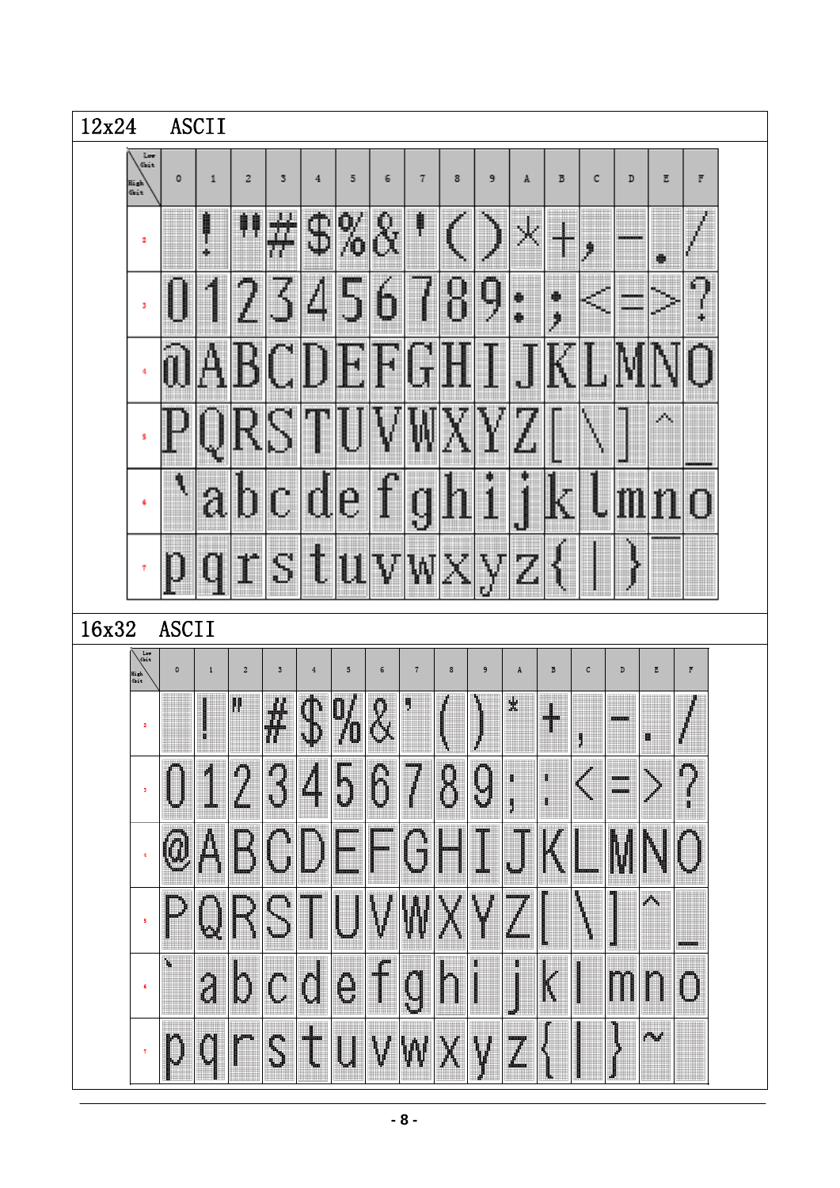## 12x24 ASCII

| High 4bit \ Low 4bit | 0 | 1 | 2 | 3 | 4 | 5 | 6 | 7 | 8 | 9 | A | B | C | D | E | F |
|---|---|---|---|---|---|---|---|---|---|---|---|---|---|---|---|---|
| 2 | | ! | " | # | $ | % | & | ' | ( | ) | * | + | , | - | . | / |
| 3 | 0 | 1 | 2 | 3 | 4 | 5 | 6 | 7 | 8 | 9 | : | ; | < | = | > | ? |
| 4 | @ | A | B | C | D | E | F | G | H | I | J | K | L | M | N | O |
| 5 | P | Q | R | S | T | U | V | W | X | Y | Z | [ | \ | ] | ^ | _ |
| 6 | ` | a | b | c | d | e | f | g | h | i | j | k | l | m | n | o |
| 7 | p | q | r | s | t | u | v | w | x | y | z | { | \| | } | ‾ | |

## 16x32 ASCII

| High 4bit \ Low 4bit | 0 | 1 | 2 | 3 | 4 | 5 | 6 | 7 | 8 | 9 | A | B | C | D | E | F |
|---|---|---|---|---|---|---|---|---|---|---|---|---|---|---|---|---|
| 2 | | ! | " | # | $ | % | & | ' | ( | ) | * | + | , | - | . | / |
| 3 | 0 | 1 | 2 | 3 | 4 | 5 | 6 | 7 | 8 | 9 | ; | : | < | = | > | ? |
| 4 | @ | A | B | C | D | E | F | G | H | I | J | K | L | M | N | O |
| 5 | P | Q | R | S | T | U | V | W | X | Y | Z | [ | \ | ] | ^ | _ |
| 6 | ` | a | b | c | d | e | f | g | h | i | j | k | l | m | n | o |
| 7 | p | q | r | s | t | u | v | w | x | y | z | { | \| | } | ~ | |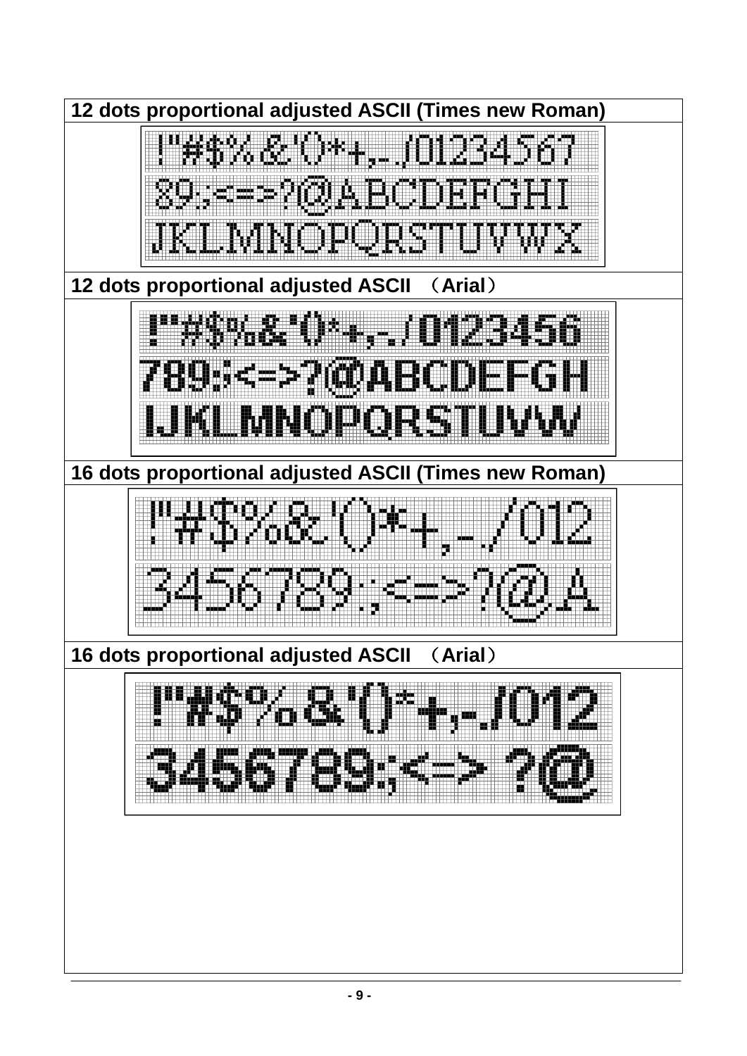| 12 dots proportional adjusted ASCII (Times new Roman) |
| --- |
| !"#$%&'()*+,-./01234567<br>89:;<=>?@ABCDEFGHI<br>JKLMNOPQRSTUVWX |
| **12 dots proportional adjusted ASCII （Arial）** |
| !"#$%&'()*+,-./0123456<br>789:;<=>?@ABCDEFGH<br>IJKLMNOPQRSTUVW |
| **16 dots proportional adjusted ASCII (Times new Roman)** |
| !"#$%&'()*+,-./012<br>3456789:;<=>?@A |
| **16 dots proportional adjusted ASCII （Arial）** |
| !"#$%&'()*+,-./012<br>3456789:;<=> ?@ |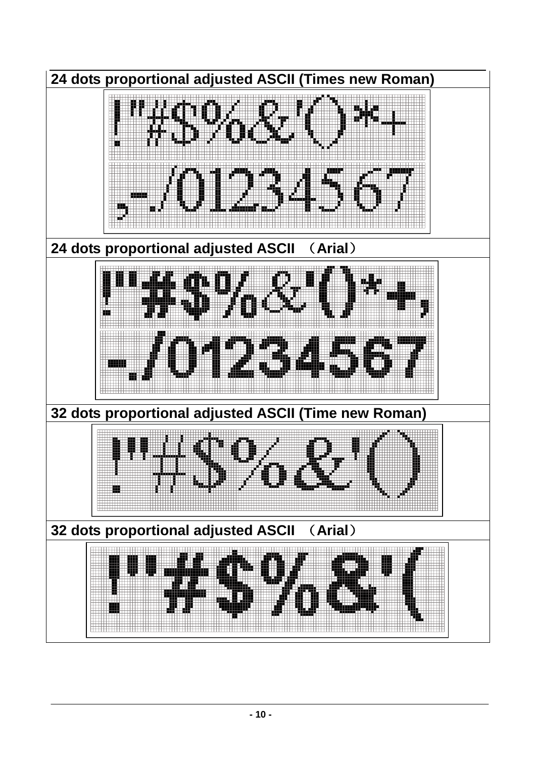| 24 dots proportional adjusted ASCII (Times new Roman) |
| --- |
| !"#$%&'()*+ ,-./01234567 |
| **24 dots proportional adjusted ASCII （Arial）** |
| !"#$%&'()*+, -./01234567 |
| **32 dots proportional adjusted ASCII (Time new Roman)** |
| !"#$%&'() |
| **32 dots proportional adjusted ASCII （Arial）** |
| !"#$%&'( |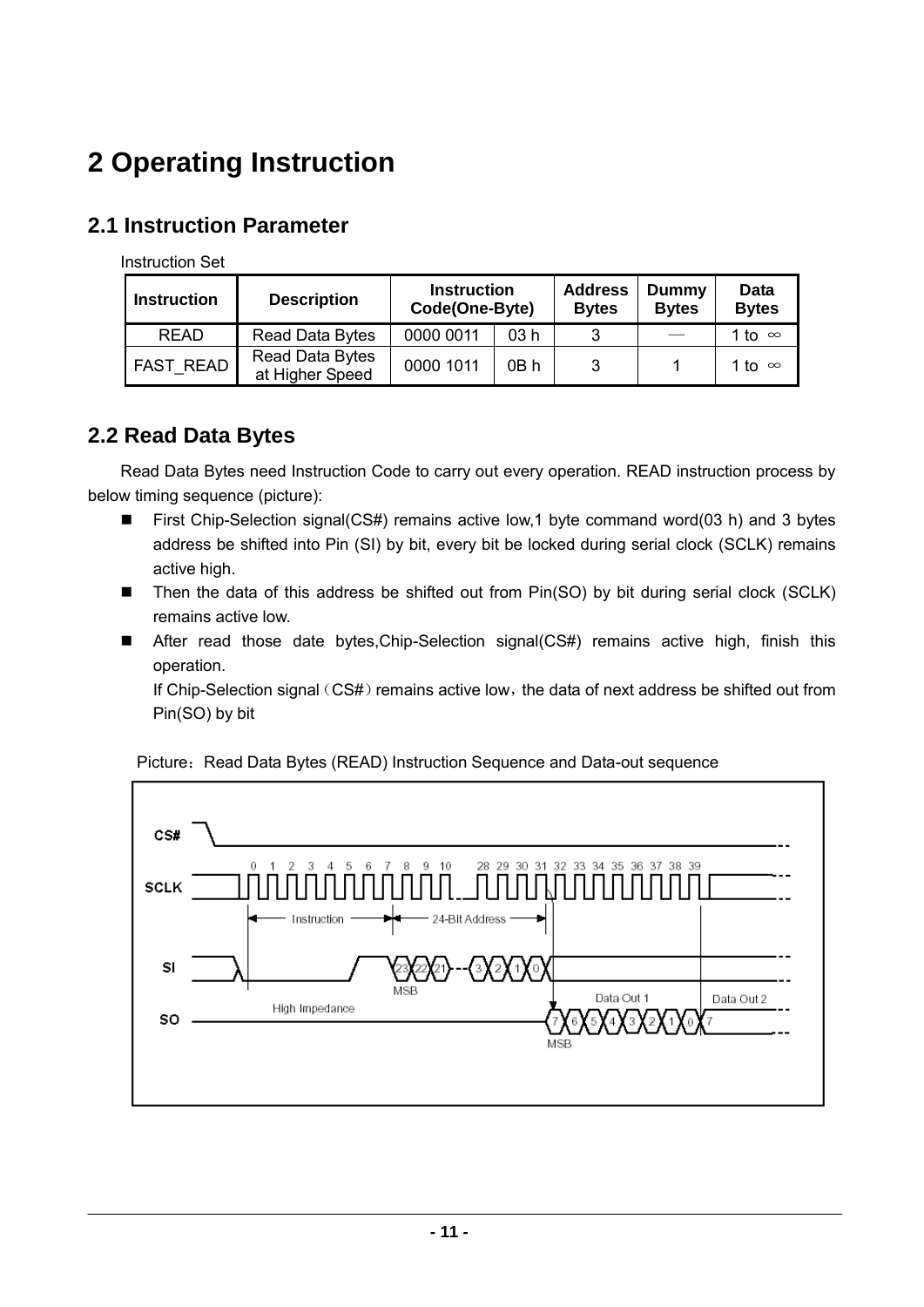# 2 Operating Instruction

## 2.1 Instruction Parameter

Instruction Set

| Instruction | Description | Instruction Code(One-Byte) | | Address Bytes | Dummy Bytes | Data Bytes |
|---|---|---|---|---|---|---|
| READ | Read Data Bytes | 0000 0011 | 03 h | 3 | — | 1 to ∞ |
| FAST_READ | Read Data Bytes at Higher Speed | 0000 1011 | 0B h | 3 | 1 | 1 to ∞ |

## 2.2 Read Data Bytes

Read Data Bytes need Instruction Code to carry out every operation. READ instruction process by below timing sequence (picture):

- First Chip-Selection signal(CS#) remains active low,1 byte command word(03 h) and 3 bytes address be shifted into Pin (SI) by bit, every bit be locked during serial clock (SCLK) remains active high.
- Then the data of this address be shifted out from Pin(SO) by bit during serial clock (SCLK) remains active low.
- After read those date bytes,Chip-Selection signal(CS#) remains active high, finish this operation.
  If Chip-Selection signal（CS#）remains active low，the data of next address be shifted out from Pin(SO) by bit

Picture：Read Data Bytes (READ) Instruction Sequence and Data-out sequence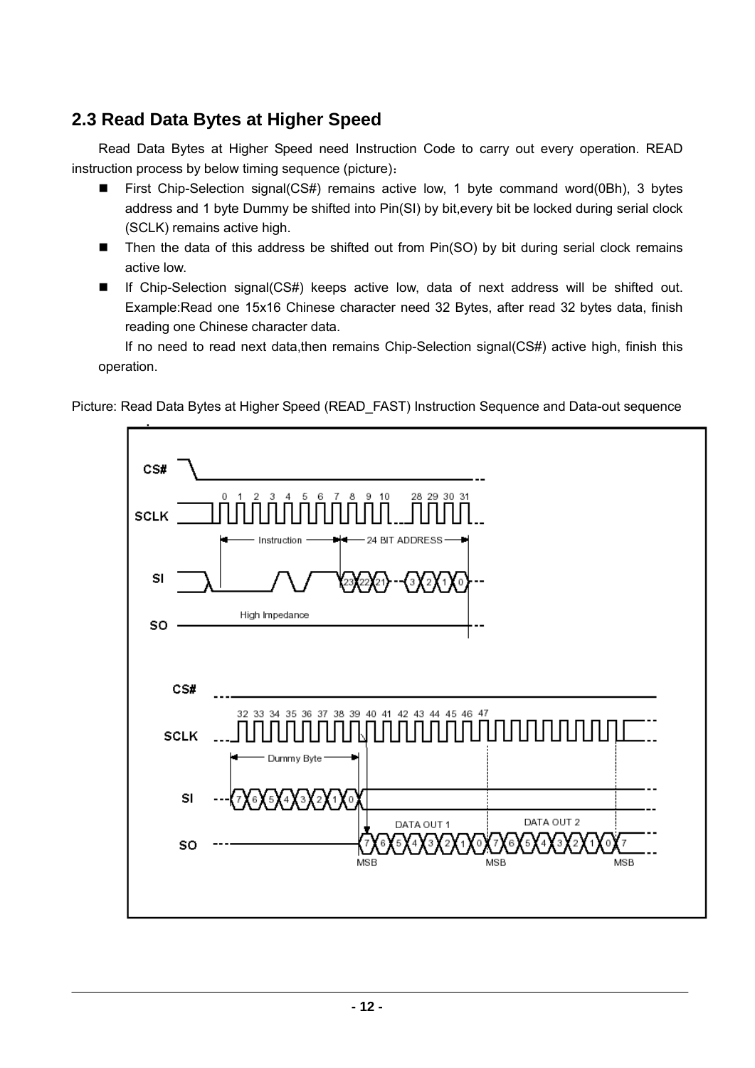## 2.3 Read Data Bytes at Higher Speed

Read Data Bytes at Higher Speed need Instruction Code to carry out every operation. READ instruction process by below timing sequence (picture)：

- First Chip-Selection signal(CS#) remains active low, 1 byte command word(0Bh), 3 bytes address and 1 byte Dummy be shifted into Pin(SI) by bit,every bit be locked during serial clock (SCLK) remains active high.
- Then the data of this address be shifted out from Pin(SO) by bit during serial clock remains active low.
- If Chip-Selection signal(CS#) keeps active low, data of next address will be shifted out. Example:Read one 15x16 Chinese character need 32 Bytes, after read 32 bytes data, finish reading one Chinese character data.

  If no need to read next data,then remains Chip-Selection signal(CS#) active high, finish this operation.

Picture: Read Data Bytes at Higher Speed (READ_FAST) Instruction Sequence and Data-out sequence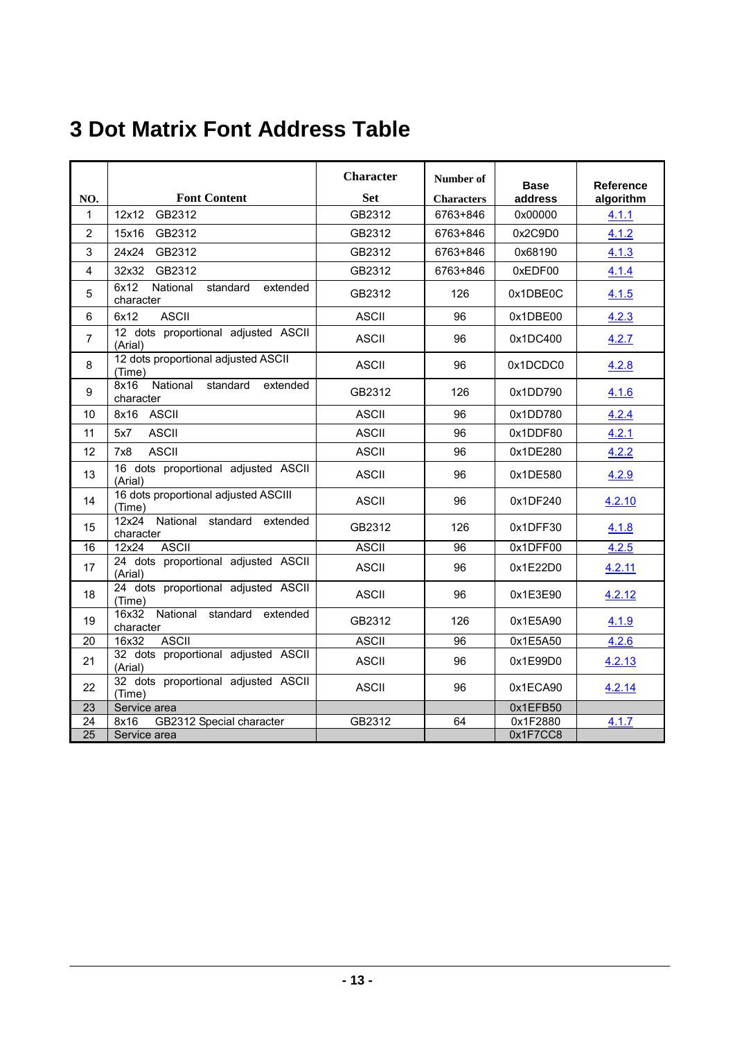# 3 Dot Matrix Font Address Table

| NO. | Font Content | Character Set | Number of Characters | Base address | Reference algorithm |
|---|---|---|---|---|---|
| 1 | 12x12 GB2312 | GB2312 | 6763+846 | 0x00000 | 4.1.1 |
| 2 | 15x16 GB2312 | GB2312 | 6763+846 | 0x2C9D0 | 4.1.2 |
| 3 | 24x24 GB2312 | GB2312 | 6763+846 | 0x68190 | 4.1.3 |
| 4 | 32x32 GB2312 | GB2312 | 6763+846 | 0xEDF00 | 4.1.4 |
| 5 | 6x12 National standard extended character | GB2312 | 126 | 0x1DBE0C | 4.1.5 |
| 6 | 6x12 ASCII | ASCII | 96 | 0x1DBE00 | 4.2.3 |
| 7 | 12 dots proportional adjusted ASCII (Arial) | ASCII | 96 | 0x1DC400 | 4.2.7 |
| 8 | 12 dots proportional adjusted ASCII (Time) | ASCII | 96 | 0x1DCDC0 | 4.2.8 |
| 9 | 8x16 National standard extended character | GB2312 | 126 | 0x1DD790 | 4.1.6 |
| 10 | 8x16 ASCII | ASCII | 96 | 0x1DD780 | 4.2.4 |
| 11 | 5x7 ASCII | ASCII | 96 | 0x1DDF80 | 4.2.1 |
| 12 | 7x8 ASCII | ASCII | 96 | 0x1DE280 | 4.2.2 |
| 13 | 16 dots proportional adjusted ASCII (Arial) | ASCII | 96 | 0x1DE580 | 4.2.9 |
| 14 | 16 dots proportional adjusted ASCIII (Time) | ASCII | 96 | 0x1DF240 | 4.2.10 |
| 15 | 12x24 National standard extended character | GB2312 | 126 | 0x1DFF30 | 4.1.8 |
| 16 | 12x24 ASCII | ASCII | 96 | 0x1DFF00 | 4.2.5 |
| 17 | 24 dots proportional adjusted ASCII (Arial) | ASCII | 96 | 0x1E22D0 | 4.2.11 |
| 18 | 24 dots proportional adjusted ASCII (Time) | ASCII | 96 | 0x1E3E90 | 4.2.12 |
| 19 | 16x32 National standard extended character | GB2312 | 126 | 0x1E5A90 | 4.1.9 |
| 20 | 16x32 ASCII | ASCII | 96 | 0x1E5A50 | 4.2.6 |
| 21 | 32 dots proportional adjusted ASCII (Arial) | ASCII | 96 | 0x1E99D0 | 4.2.13 |
| 22 | 32 dots proportional adjusted ASCII (Time) | ASCII | 96 | 0x1ECA90 | 4.2.14 |
| 23 | Service area | | | 0x1EFB50 | |
| 24 | 8x16 GB2312 Special character | GB2312 | 64 | 0x1F2880 | 4.1.7 |
| 25 | Service area | | | 0x1F7CC8 | |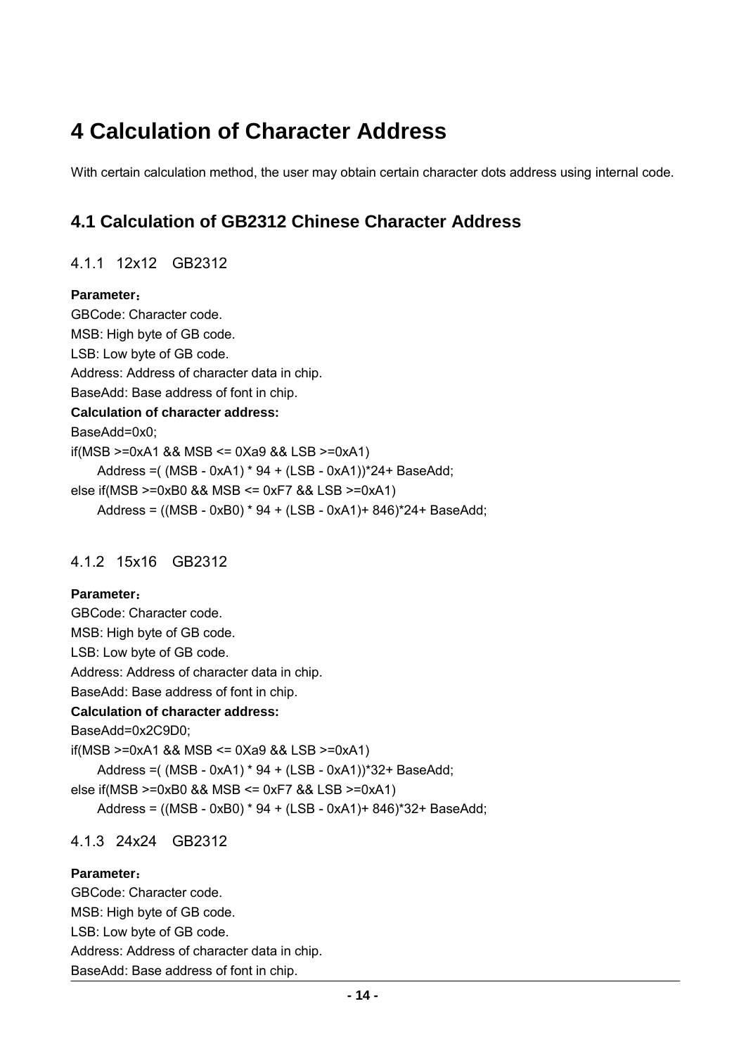# 4 Calculation of Character Address

With certain calculation method, the user may obtain certain character dots address using internal code.

## 4.1 Calculation of GB2312 Chinese Character Address

### 4.1.1 12x12 GB2312

**Parameter：**

GBCode: Character code.
MSB: High byte of GB code.
LSB: Low byte of GB code.
Address: Address of character data in chip.
BaseAdd: Base address of font in chip.

**Calculation of character address:**

```
BaseAdd=0x0;
if(MSB >=0xA1 && MSB <= 0Xa9 && LSB >=0xA1)
      Address =( (MSB - 0xA1) * 94 + (LSB - 0xA1))*24+ BaseAdd;
else if(MSB >=0xB0 && MSB <= 0xF7 && LSB >=0xA1)
      Address = ((MSB - 0xB0) * 94 + (LSB - 0xA1)+ 846)*24+ BaseAdd;
```

### 4.1.2 15x16 GB2312

**Parameter：**

GBCode: Character code.
MSB: High byte of GB code.
LSB: Low byte of GB code.
Address: Address of character data in chip.
BaseAdd: Base address of font in chip.

**Calculation of character address:**

```
BaseAdd=0x2C9D0;
if(MSB >=0xA1 && MSB <= 0Xa9 && LSB >=0xA1)
      Address =( (MSB - 0xA1) * 94 + (LSB - 0xA1))*32+ BaseAdd;
else if(MSB >=0xB0 && MSB <= 0xF7 && LSB >=0xA1)
      Address = ((MSB - 0xB0) * 94 + (LSB - 0xA1)+ 846)*32+ BaseAdd;
```

### 4.1.3 24x24 GB2312

**Parameter：**

GBCode: Character code.
MSB: High byte of GB code.
LSB: Low byte of GB code.
Address: Address of character data in chip.
BaseAdd: Base address of font in chip.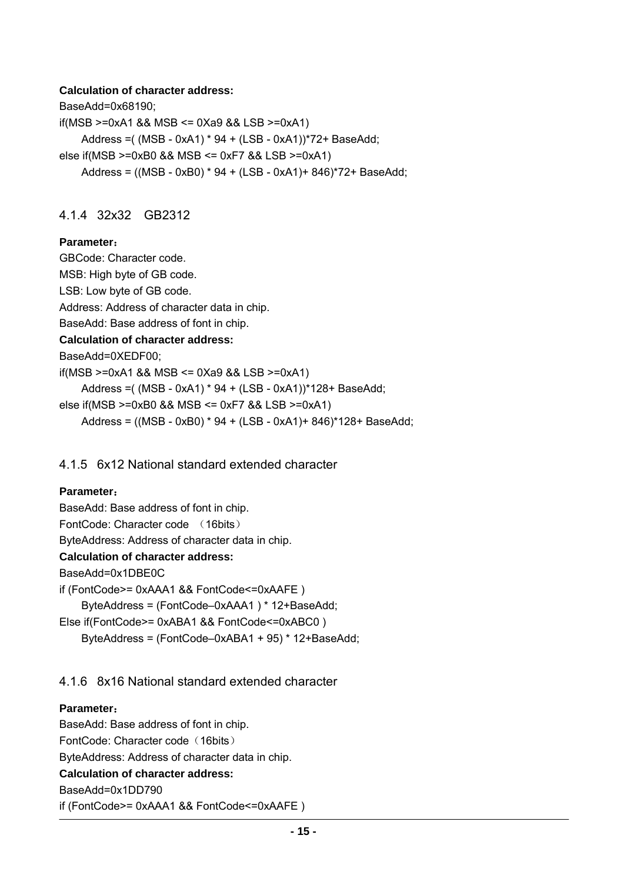**Calculation of character address:**

```
BaseAdd=0x68190;
if(MSB >=0xA1 && MSB <= 0Xa9 && LSB >=0xA1)
    Address =( (MSB - 0xA1) * 94 + (LSB - 0xA1))*72+ BaseAdd;
else if(MSB >=0xB0 && MSB <= 0xF7 && LSB >=0xA1)
    Address = ((MSB - 0xB0) * 94 + (LSB - 0xA1)+ 846)*72+ BaseAdd;
```

### 4.1.4 32x32 GB2312

**Parameter：**

GBCode: Character code.
MSB: High byte of GB code.
LSB: Low byte of GB code.
Address: Address of character data in chip.
BaseAdd: Base address of font in chip.

**Calculation of character address:**

```
BaseAdd=0XEDF00;
if(MSB >=0xA1 && MSB <= 0Xa9 && LSB >=0xA1)
    Address =( (MSB - 0xA1) * 94 + (LSB - 0xA1))*128+ BaseAdd;
else if(MSB >=0xB0 && MSB <= 0xF7 && LSB >=0xA1)
    Address = ((MSB - 0xB0) * 94 + (LSB - 0xA1)+ 846)*128+ BaseAdd;
```

### 4.1.5 6x12 National standard extended character

**Parameter：**

BaseAdd: Base address of font in chip.
FontCode: Character code （16bits）
ByteAddress: Address of character data in chip.

**Calculation of character address:**

```
BaseAdd=0x1DBE0C
if (FontCode>= 0xAAA1 && FontCode<=0xAAFE )
    ByteAddress = (FontCode–0xAAA1 ) * 12+BaseAdd;
Else if(FontCode>= 0xABA1 && FontCode<=0xABC0 )
    ByteAddress = (FontCode–0xABA1 + 95) * 12+BaseAdd;
```

### 4.1.6 8x16 National standard extended character

**Parameter：**

BaseAdd: Base address of font in chip.
FontCode: Character code（16bits）
ByteAddress: Address of character data in chip.

**Calculation of character address:**

```
BaseAdd=0x1DD790
if (FontCode>= 0xAAA1 && FontCode<=0xAAFE )
```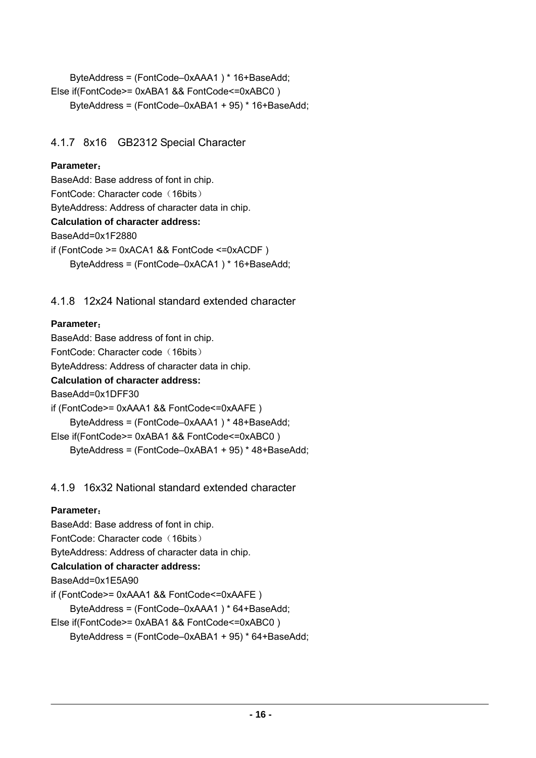ByteAddress = (FontCode–0xAAA1 ) * 16+BaseAdd;
Else if(FontCode>= 0xABA1 && FontCode<=0xABC0 )
ByteAddress = (FontCode–0xABA1 + 95) * 16+BaseAdd;

### 4.1.7 8x16 GB2312 Special Character

**Parameter：**

BaseAdd: Base address of font in chip.
FontCode: Character code（16bits）
ByteAddress: Address of character data in chip.

**Calculation of character address:**

BaseAdd=0x1F2880
if (FontCode >= 0xACA1 && FontCode <=0xACDF )
ByteAddress = (FontCode–0xACA1 ) * 16+BaseAdd;

### 4.1.8 12x24 National standard extended character

**Parameter：**

BaseAdd: Base address of font in chip.
FontCode: Character code（16bits）
ByteAddress: Address of character data in chip.

**Calculation of character address:**

BaseAdd=0x1DFF30
if (FontCode>= 0xAAA1 && FontCode<=0xAAFE )
ByteAddress = (FontCode–0xAAA1 ) * 48+BaseAdd;
Else if(FontCode>= 0xABA1 && FontCode<=0xABC0 )
ByteAddress = (FontCode–0xABA1 + 95) * 48+BaseAdd;

### 4.1.9 16x32 National standard extended character

**Parameter：**

BaseAdd: Base address of font in chip.
FontCode: Character code（16bits）
ByteAddress: Address of character data in chip.

**Calculation of character address:**

BaseAdd=0x1E5A90
if (FontCode>= 0xAAA1 && FontCode<=0xAAFE )
ByteAddress = (FontCode–0xAAA1 ) * 64+BaseAdd;
Else if(FontCode>= 0xABA1 && FontCode<=0xABC0 )
ByteAddress = (FontCode–0xABA1 + 95) * 64+BaseAdd;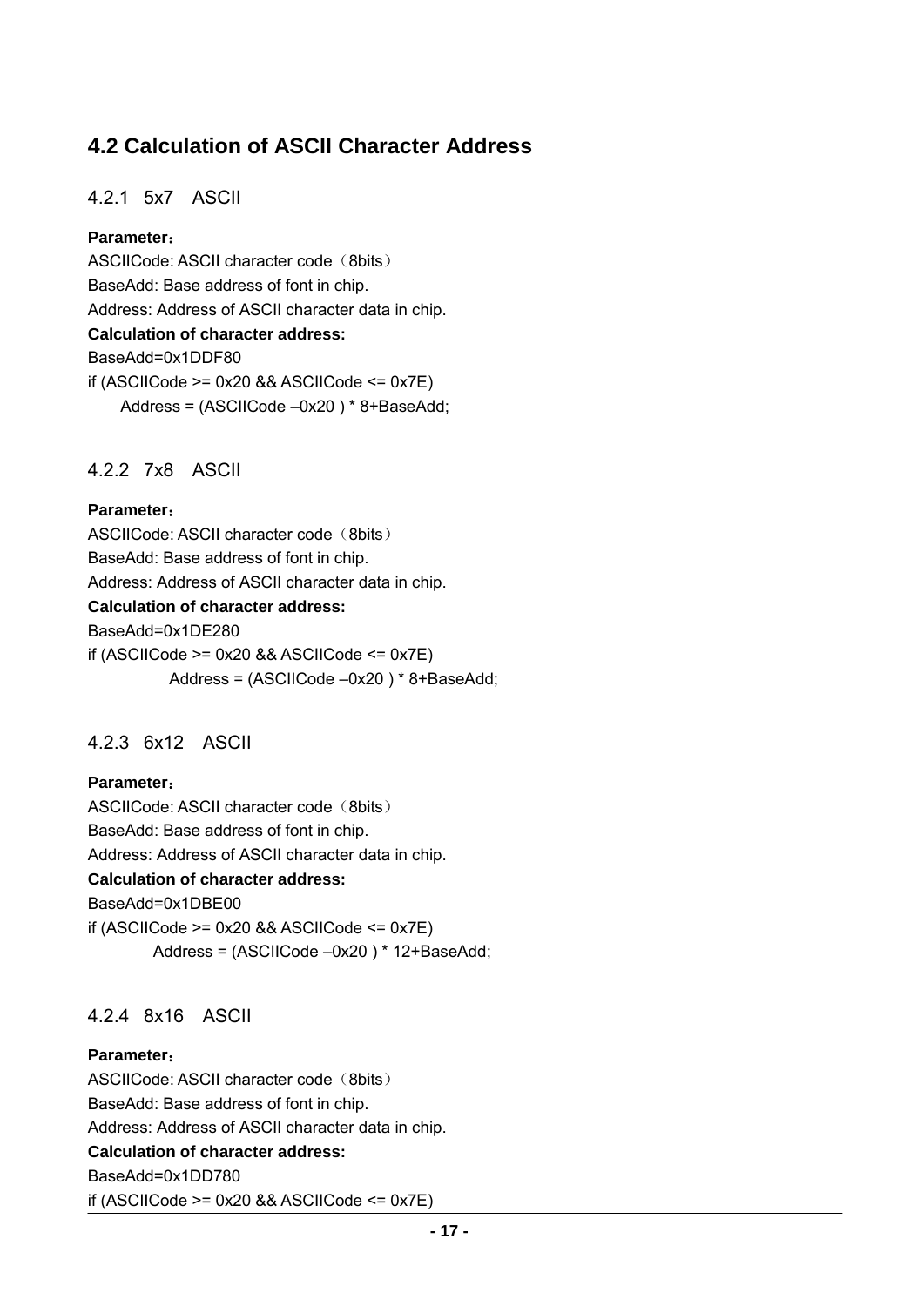## 4.2 Calculation of ASCII Character Address

### 4.2.1 5x7 ASCII

**Parameter：**

ASCIICode: ASCII character code（8bits）

BaseAdd: Base address of font in chip.

Address: Address of ASCII character data in chip.

**Calculation of character address:**

```
BaseAdd=0x1DDF80
if (ASCIICode >= 0x20 && ASCIICode <= 0x7E)
    Address = (ASCIICode –0x20 ) * 8+BaseAdd;
```

### 4.2.2 7x8 ASCII

**Parameter：**

ASCIICode: ASCII character code（8bits）

BaseAdd: Base address of font in chip.

Address: Address of ASCII character data in chip.

**Calculation of character address:**

```
BaseAdd=0x1DE280
if (ASCIICode >= 0x20 && ASCIICode <= 0x7E)
    Address = (ASCIICode –0x20 ) * 8+BaseAdd;
```

### 4.2.3 6x12 ASCII

**Parameter：**

ASCIICode: ASCII character code（8bits）

BaseAdd: Base address of font in chip.

Address: Address of ASCII character data in chip.

**Calculation of character address:**

```
BaseAdd=0x1DBE00
if (ASCIICode >= 0x20 && ASCIICode <= 0x7E)
    Address = (ASCIICode –0x20 ) * 12+BaseAdd;
```

### 4.2.4 8x16 ASCII

**Parameter：**

ASCIICode: ASCII character code（8bits）

BaseAdd: Base address of font in chip.

Address: Address of ASCII character data in chip.

**Calculation of character address:**

```
BaseAdd=0x1DD780
if (ASCIICode >= 0x20 && ASCIICode <= 0x7E)
```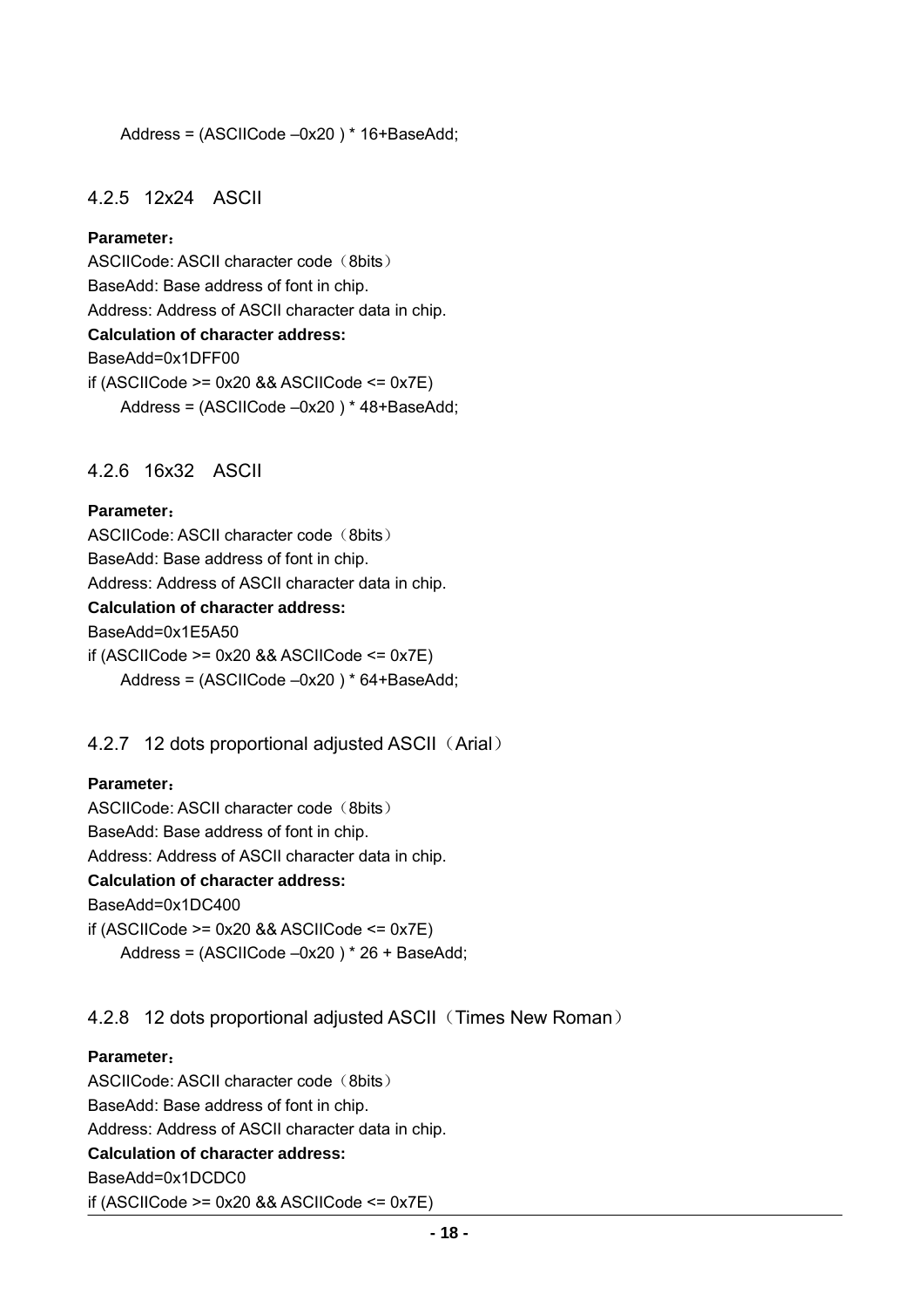Address = (ASCIICode –0x20 ) * 16+BaseAdd;

### 4.2.5 12x24 ASCII

**Parameter：**

ASCIICode: ASCII character code（8bits）

BaseAdd: Base address of font in chip.

Address: Address of ASCII character data in chip.

**Calculation of character address:**

BaseAdd=0x1DFF00

if (ASCIICode >= 0x20 && ASCIICode <= 0x7E)

Address = (ASCIICode –0x20 ) * 48+BaseAdd;

### 4.2.6 16x32 ASCII

**Parameter：**

ASCIICode: ASCII character code（8bits）

BaseAdd: Base address of font in chip.

Address: Address of ASCII character data in chip.

**Calculation of character address:**

BaseAdd=0x1E5A50

if (ASCIICode >= 0x20 && ASCIICode <= 0x7E)

Address = (ASCIICode –0x20 ) * 64+BaseAdd;

### 4.2.7 12 dots proportional adjusted ASCII（Arial）

**Parameter：**

ASCIICode: ASCII character code（8bits）

BaseAdd: Base address of font in chip.

Address: Address of ASCII character data in chip.

**Calculation of character address:**

BaseAdd=0x1DC400

if (ASCIICode >= 0x20 && ASCIICode <= 0x7E)

Address = (ASCIICode –0x20 ) * 26 + BaseAdd;

### 4.2.8 12 dots proportional adjusted ASCII（Times New Roman）

**Parameter：**

ASCIICode: ASCII character code（8bits）

BaseAdd: Base address of font in chip.

Address: Address of ASCII character data in chip.

**Calculation of character address:**

BaseAdd=0x1DCDC0

if (ASCIICode >= 0x20 && ASCIICode <= 0x7E)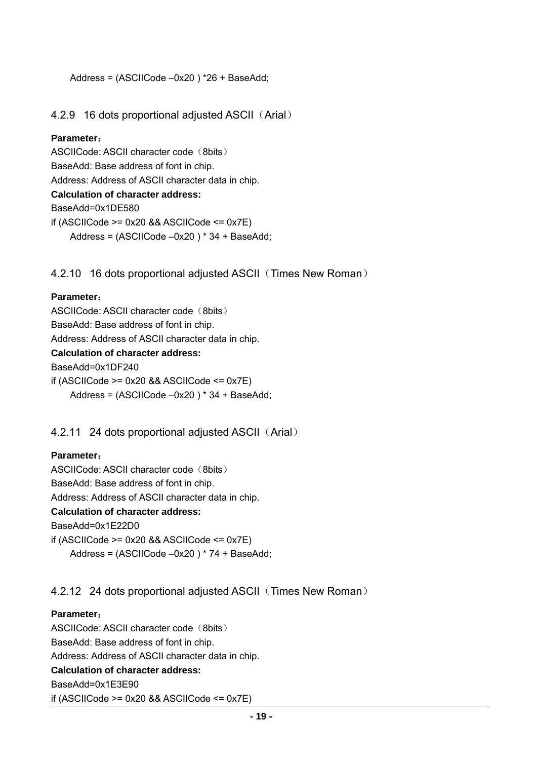Address = (ASCIICode –0x20 ) *26 + BaseAdd;

### 4.2.9 16 dots proportional adjusted ASCII（Arial）

**Parameter：**

ASCIICode: ASCII character code（8bits）

BaseAdd: Base address of font in chip.

Address: Address of ASCII character data in chip.

**Calculation of character address:**

BaseAdd=0x1DE580

if (ASCIICode >= 0x20 && ASCIICode <= 0x7E)

Address = (ASCIICode –0x20 ) * 34 + BaseAdd;

### 4.2.10 16 dots proportional adjusted ASCII（Times New Roman）

**Parameter：**

ASCIICode: ASCII character code（8bits）

BaseAdd: Base address of font in chip.

Address: Address of ASCII character data in chip.

**Calculation of character address:**

BaseAdd=0x1DF240

if (ASCIICode >= 0x20 && ASCIICode <= 0x7E)

Address = (ASCIICode –0x20 ) * 34 + BaseAdd;

### 4.2.11 24 dots proportional adjusted ASCII（Arial）

**Parameter：**

ASCIICode: ASCII character code（8bits）

BaseAdd: Base address of font in chip.

Address: Address of ASCII character data in chip.

**Calculation of character address:**

BaseAdd=0x1E22D0

if (ASCIICode >= 0x20 && ASCIICode <= 0x7E)

Address = (ASCIICode –0x20 ) * 74 + BaseAdd;

### 4.2.12 24 dots proportional adjusted ASCII（Times New Roman）

**Parameter：**

ASCIICode: ASCII character code（8bits）

BaseAdd: Base address of font in chip.

Address: Address of ASCII character data in chip.

**Calculation of character address:**

BaseAdd=0x1E3E90

if (ASCIICode >= 0x20 && ASCIICode <= 0x7E)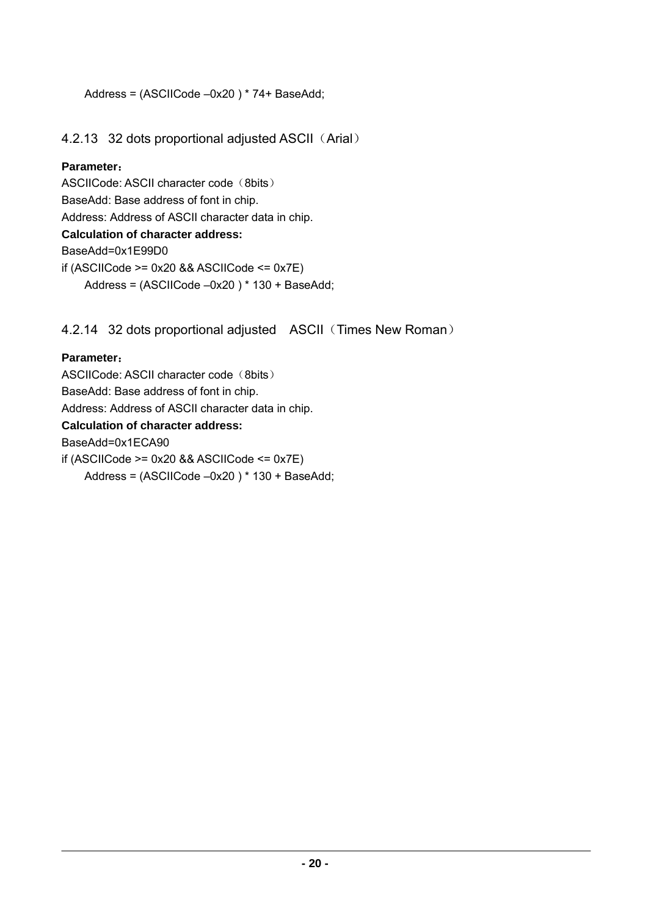Address = (ASCIICode –0x20 ) * 74+ BaseAdd;

### 4.2.13 32 dots proportional adjusted ASCII（Arial）

**Parameter：**

ASCIICode: ASCII character code（8bits）
BaseAdd: Base address of font in chip.
Address: Address of ASCII character data in chip.

**Calculation of character address:**

BaseAdd=0x1E99D0
if (ASCIICode >= 0x20 && ASCIICode <= 0x7E)
    Address = (ASCIICode –0x20 ) * 130 + BaseAdd;

### 4.2.14 32 dots proportional adjusted ASCII（Times New Roman）

**Parameter：**

ASCIICode: ASCII character code（8bits）
BaseAdd: Base address of font in chip.
Address: Address of ASCII character data in chip.

**Calculation of character address:**

BaseAdd=0x1ECA90
if (ASCIICode >= 0x20 && ASCIICode <= 0x7E)
    Address = (ASCIICode –0x20 ) * 130 + BaseAdd;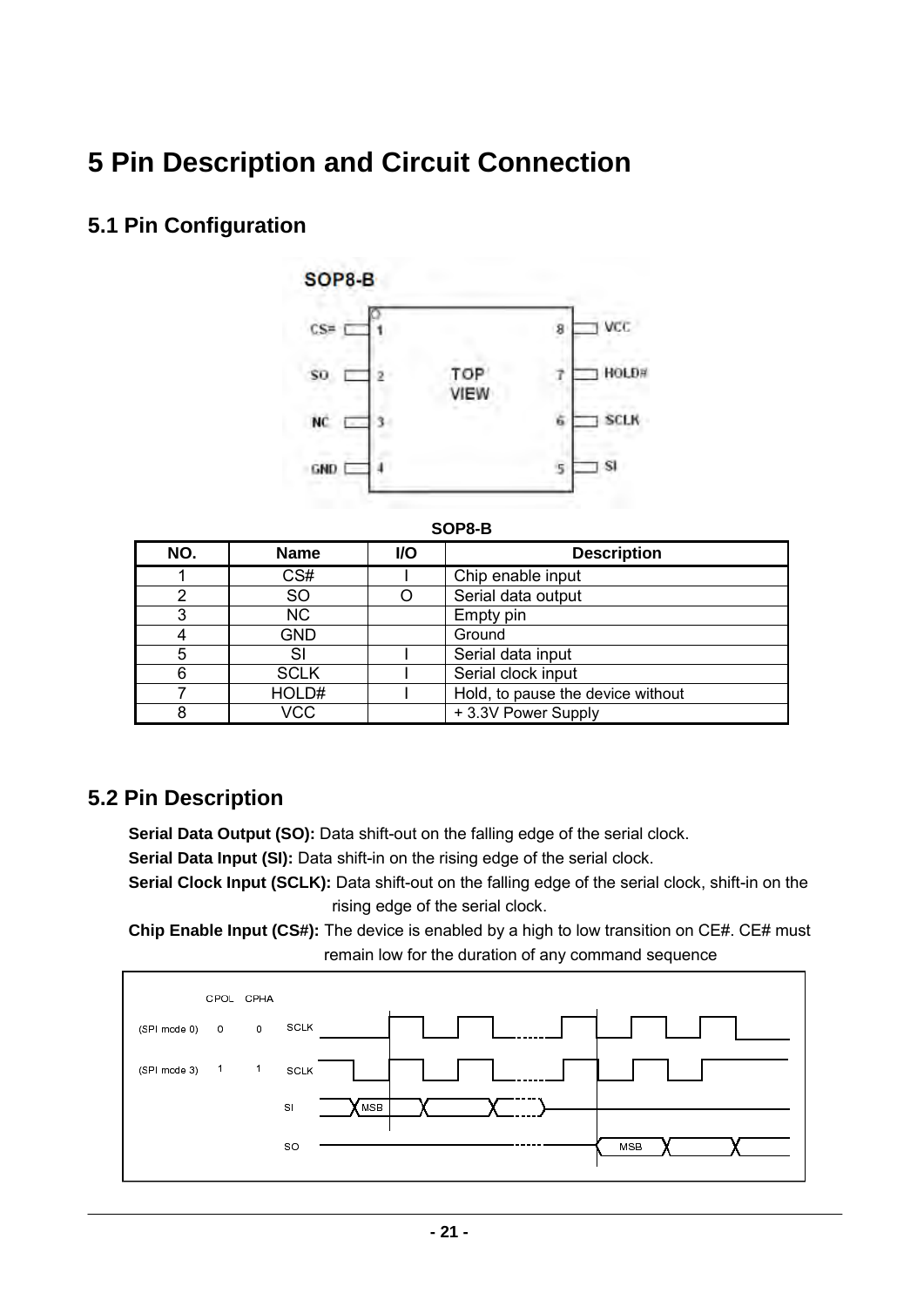# 5 Pin Description and Circuit Connection

## 5.1 Pin Configuration

SOP8-B

| NO. | Name | I/O | Description |
|---|---|---|---|
| 1 | CS# | I | Chip enable input |
| 2 | SO | O | Serial data output |
| 3 | NC | | Empty pin |
| 4 | GND | | Ground |
| 5 | SI | I | Serial data input |
| 6 | SCLK | I | Serial clock input |
| 7 | HOLD# | I | Hold, to pause the device without |
| 8 | VCC | | + 3.3V Power Supply |

## 5.2 Pin Description

**Serial Data Output (SO):** Data shift-out on the falling edge of the serial clock.

**Serial Data Input (SI):** Data shift-in on the rising edge of the serial clock.

**Serial Clock Input (SCLK):** Data shift-out on the falling edge of the serial clock, shift-in on the rising edge of the serial clock.

**Chip Enable Input (CS#):** The device is enabled by a high to low transition on CE#. CE# must remain low for the duration of any command sequence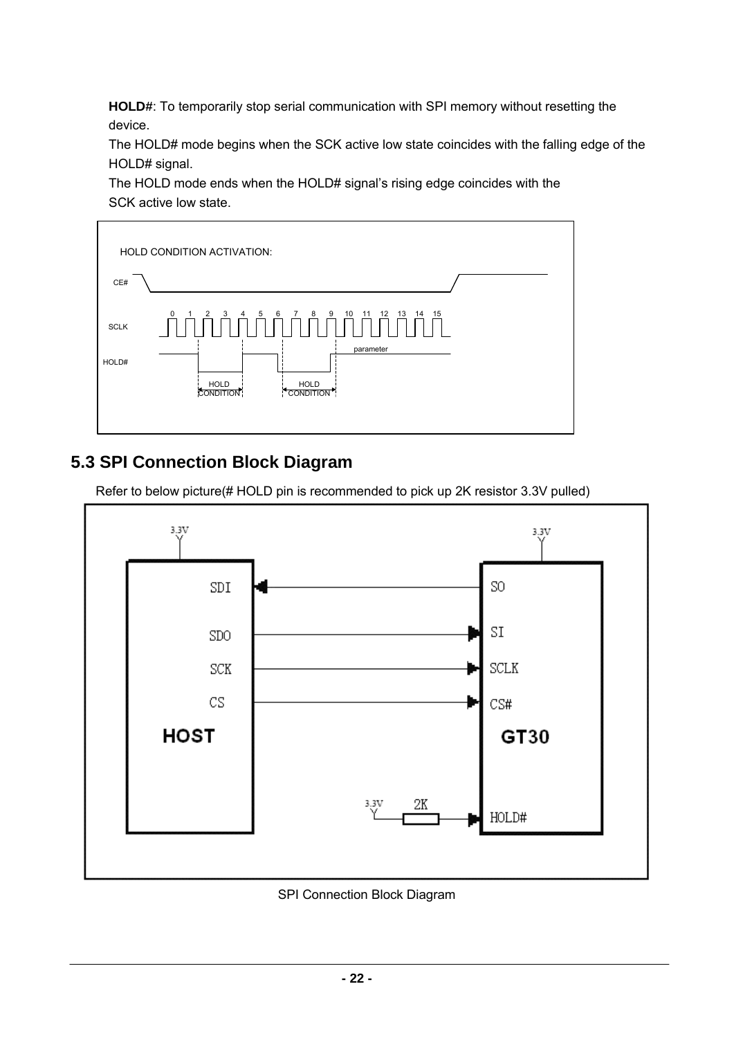**HOLD#**: To temporarily stop serial communication with SPI memory without resetting the device.

The HOLD# mode begins when the SCK active low state coincides with the falling edge of the HOLD# signal.

The HOLD mode ends when the HOLD# signal's rising edge coincides with the SCK active low state.

HOLD CONDITION ACTIVATION:

CE#

SCLK

HOLD#

0 1 2 3 4 5 6 7 8 9 10 11 12 13 14 15

parameter

HOLD CONDITION

HOLD CONDITION

## 5.3 SPI Connection Block Diagram

Refer to below picture(# HOLD pin is recommended to pick up 2K resistor 3.3V pulled)

3.3V

3.3V

SDI — SO

SDO — SI

SCK — SCLK

CS — CS#

HOST

GT30

3.3V 2K HOLD#

SPI Connection Block Diagram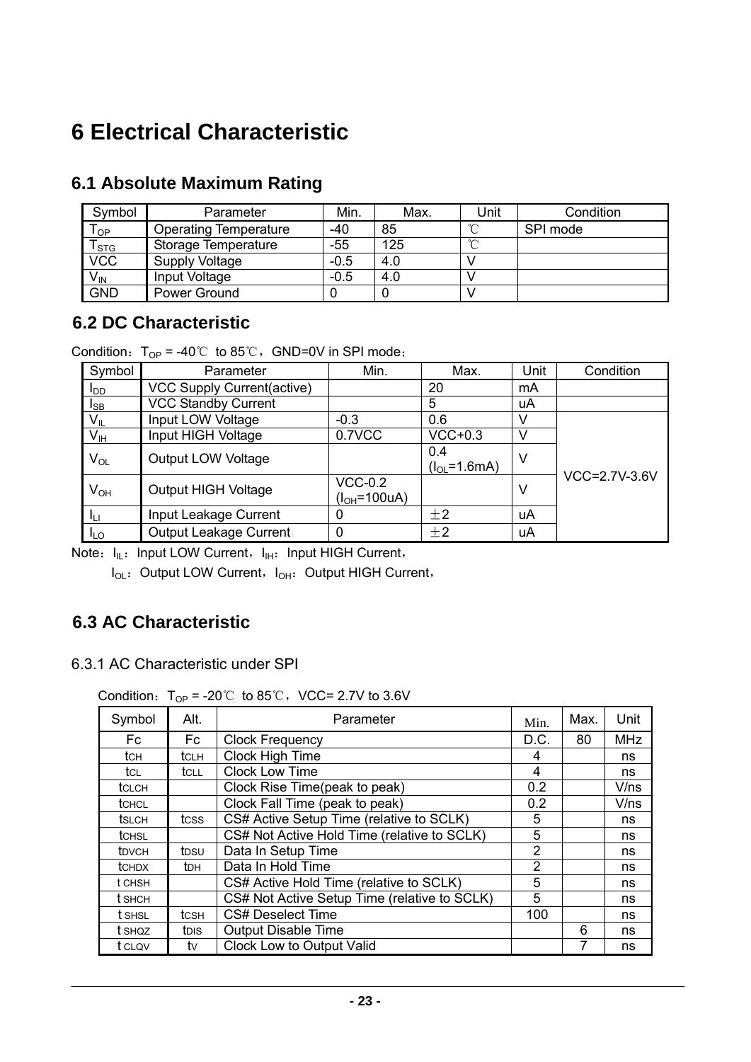# 6 Electrical Characteristic

## 6.1 Absolute Maximum Rating

| Symbol | Parameter | Min. | Max. | Unit | Condition |
|---|---|---|---|---|---|
| $T_{OP}$ | Operating Temperature | -40 | 85 | ℃ | SPI mode |
| $T_{STG}$ | Storage Temperature | -55 | 125 | ℃ | |
| VCC | Supply Voltage | -0.5 | 4.0 | V | |
| $V_{IN}$ | Input Voltage | -0.5 | 4.0 | V | |
| GND | Power Ground | 0 | 0 | V | |

## 6.2 DC Characteristic

Condition：$T_{OP}$ = -40℃ to 85℃，GND=0V in SPI mode；

| Symbol | Parameter | Min. | Max. | Unit | Condition |
|---|---|---|---|---|---|
| $I_{DD}$ | VCC Supply Current(active) | | 20 | mA | |
| $I_{SB}$ | VCC Standby Current | | 5 | uA | |
| $V_{IL}$ | Input LOW Voltage | -0.3 | 0.6 | V | VCC=2.7V-3.6V |
| $V_{IH}$ | Input HIGH Voltage | 0.7VCC | VCC+0.3 | V | |
| $V_{OL}$ | Output LOW Voltage | | 0.4 ($I_{OL}$=1.6mA) | V | |
| $V_{OH}$ | Output HIGH Voltage | VCC-0.2 ($I_{OH}$=100uA) | | V | |
| $I_{LI}$ | Input Leakage Current | 0 | ±2 | uA | |
| $I_{LO}$ | Output Leakage Current | 0 | ±2 | uA | |

Note：$I_{IL}$：Input LOW Current，$I_{IH}$：Input HIGH Current，

$I_{OL}$：Output LOW Current，$I_{OH}$：Output HIGH Current，

## 6.3 AC Characteristic

### 6.3.1 AC Characteristic under SPI

Condition：$T_{OP}$ = -20℃ to 85℃，VCC= 2.7V to 3.6V

| Symbol | Alt. | Parameter | Min. | Max. | Unit |
|---|---|---|---|---|---|
| Fc | Fc | Clock Frequency | D.C. | 80 | MHz |
| $t_{CH}$ | $t_{CLH}$ | Clock High Time | 4 | | ns |
| $t_{CL}$ | $t_{CLL}$ | Clock Low Time | 4 | | ns |
| $t_{CLCH}$ | | Clock Rise Time(peak to peak) | 0.2 | | V/ns |
| $t_{CHCL}$ | | Clock Fall Time (peak to peak) | 0.2 | | V/ns |
| $t_{SLCH}$ | $t_{CSS}$ | CS# Active Setup Time (relative to SCLK) | 5 | | ns |
| $t_{CHSL}$ | | CS# Not Active Hold Time (relative to SCLK) | 5 | | ns |
| $t_{DVCH}$ | $t_{DSU}$ | Data In Setup Time | 2 | | ns |
| $t_{CHDX}$ | $t_{DH}$ | Data In Hold Time | 2 | | ns |
| $t_{CHSH}$ | | CS# Active Hold Time (relative to SCLK) | 5 | | ns |
| $t_{SHCH}$ | | CS# Not Active Setup Time (relative to SCLK) | 5 | | ns |
| $t_{SHSL}$ | $t_{CSH}$ | CS# Deselect Time | 100 | | ns |
| $t_{SHQZ}$ | $t_{DIS}$ | Output Disable Time | | 6 | ns |
| $t_{CLQV}$ | $t_V$ | Clock Low to Output Valid | | 7 | ns |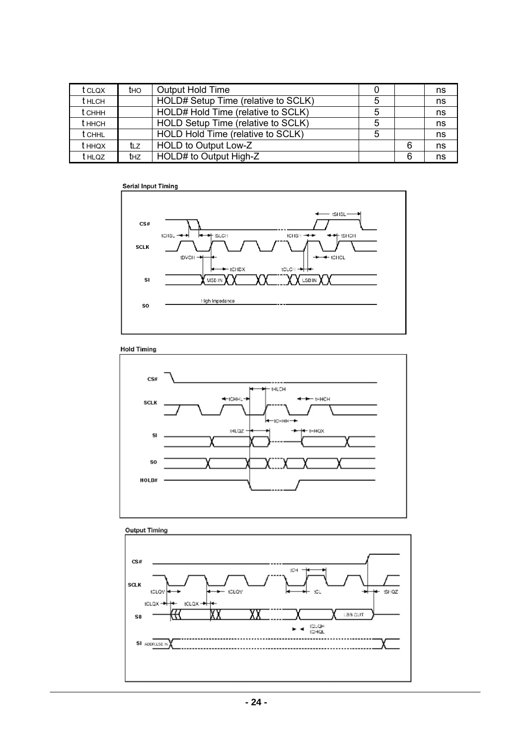| | | | | | |
|---|---|---|---|---|---|
| $t_{CLQX}$ | $t_{HO}$ | Output Hold Time | 0 | | ns |
| $t_{HLCH}$ | | HOLD# Setup Time (relative to SCLK) | 5 | | ns |
| $t_{CHHH}$ | | HOLD# Hold Time (relative to SCLK) | 5 | | ns |
| $t_{HHCH}$ | | HOLD Setup Time (relative to SCLK) | 5 | | ns |
| $t_{CHHL}$ | | HOLD Hold Time (relative to SCLK) | 5 | | ns |
| $t_{HHQX}$ | $t_{LZ}$ | HOLD to Output Low-Z | | 6 | ns |
| $t_{HLQZ}$ | $t_{HZ}$ | HOLD# to Output High-Z | | 6 | ns |

**Serial Input Timing**

**Hold Timing**

**Output Timing**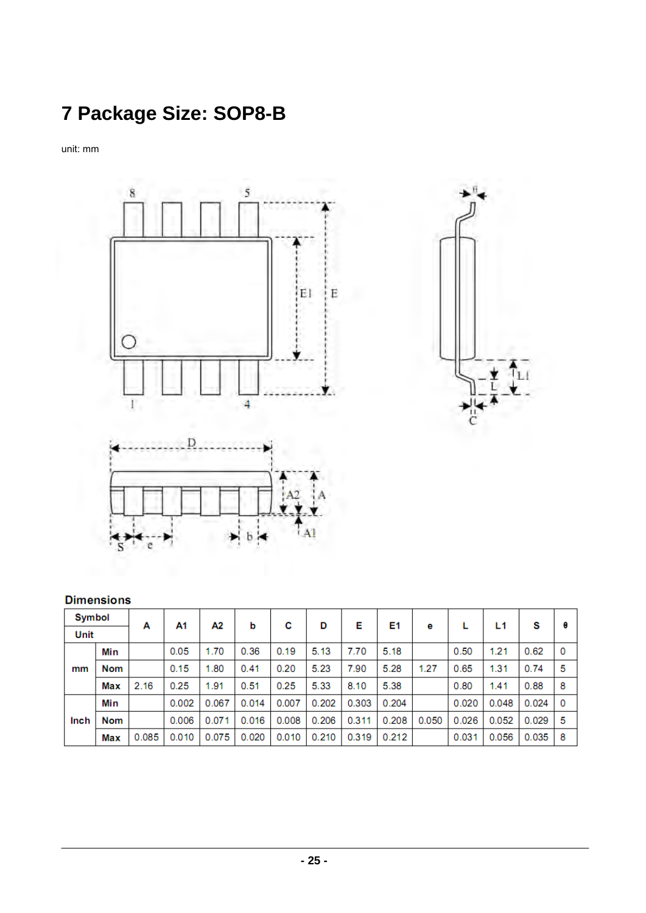# 7 Package Size: SOP8-B

unit: mm

## Dimensions

| Symbol / Unit | | A | A1 | A2 | b | C | D | E | E1 | e | L | L1 | S | θ |
|---|---|---|---|---|---|---|---|---|---|---|---|---|---|---|
| mm | Min | | 0.05 | 1.70 | 0.36 | 0.19 | 5.13 | 7.70 | 5.18 | | 0.50 | 1.21 | 0.62 | 0 |
| | Nom | | 0.15 | 1.80 | 0.41 | 0.20 | 5.23 | 7.90 | 5.28 | 1.27 | 0.65 | 1.31 | 0.74 | 5 |
| | Max | 2.16 | 0.25 | 1.91 | 0.51 | 0.25 | 5.33 | 8.10 | 5.38 | | 0.80 | 1.41 | 0.88 | 8 |
| Inch | Min | | 0.002 | 0.067 | 0.014 | 0.007 | 0.202 | 0.303 | 0.204 | | 0.020 | 0.048 | 0.024 | 0 |
| | Nom | | 0.006 | 0.071 | 0.016 | 0.008 | 0.206 | 0.311 | 0.208 | 0.050 | 0.026 | 0.052 | 0.029 | 5 |
| | Max | 0.085 | 0.010 | 0.075 | 0.020 | 0.010 | 0.210 | 0.319 | 0.212 | | 0.031 | 0.056 | 0.035 | 8 |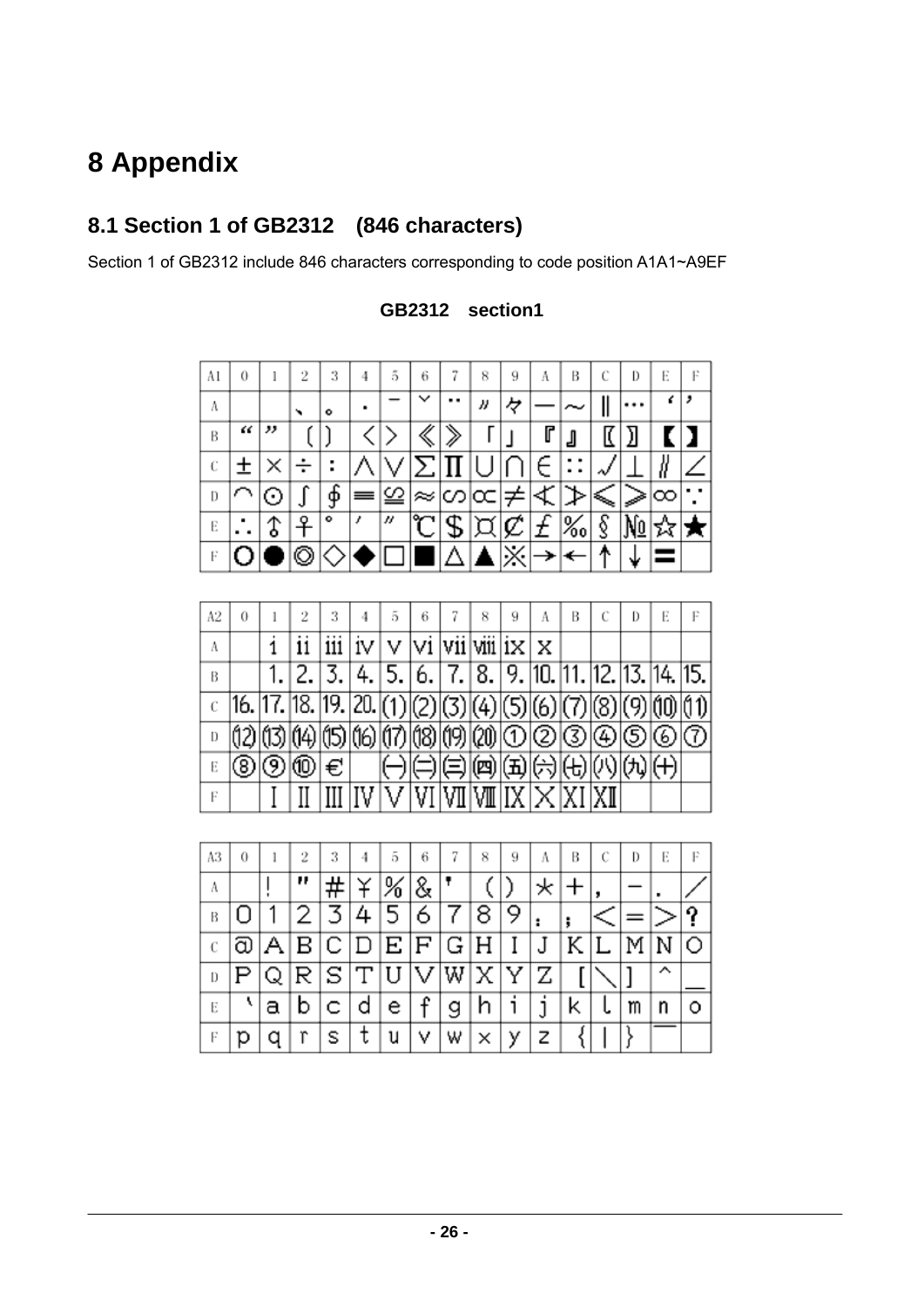# 8 Appendix

## 8.1 Section 1 of GB2312 (846 characters)

Section 1 of GB2312 include 846 characters corresponding to code position A1A1~A9EF

**GB2312 section1**

| A1 | 0 | 1 | 2 | 3 | 4 | 5 | 6 | 7 | 8 | 9 | A | B | C | D | E | F |
|---|---|---|---|---|---|---|---|---|---|---|---|---|---|---|---|---|
| A |  | 、 | 。 | · | ˉ | ˇ | ¨ | 〃 | 々 | — | ～ | ‖ | … | ' | ' |  |
| B | " | " | 〔 | 〕 | 〈 | 〉 | 《 | 》 | 「 | 」 | 『 | 』 | 〖 | 〗 | 【 | 】 |
| C | ± | × | ÷ | ∶ | ∧ | ∨ | ∑ | ∏ | ∪ | ∩ | ∈ | ∷ | √ | ⊥ | ∥ | ∠ |
| D | ⌒ | ⊙ | ∫ | ∮ | ≡ | ≌ | ≈ | ∽ | ∝ | ≠ | ≮ | ≯ | ≤ | ≥ | ∞ | ∵ |
| E | ∴ | ♂ | ♀ | ° | ′ | ″ | ℃ | ＄ | ¤ | ￠ | ￡ | ‰ | § | № | ☆ | ★ |
| F | ○ | ● | ◎ | ◇ | ◆ | □ | ■ | △ | ▲ | ※ | → | ← | ↑ | ↓ | 〓 |  |

| A2 | 0 | 1 | 2 | 3 | 4 | 5 | 6 | 7 | 8 | 9 | A | B | C | D | E | F |
|---|---|---|---|---|---|---|---|---|---|---|---|---|---|---|---|---|
| A |  | ⅰ | ⅱ | ⅲ | ⅳ | ⅴ | ⅵ | ⅶ | ⅷ | ⅸ | ⅹ |  |  |  |  |  |
| B |  | ⒈ | ⒉ | ⒊ | ⒋ | ⒌ | ⒍ | ⒎ | ⒏ | ⒐ | ⒑ | ⒒ | ⒓ | ⒔ | ⒕ | ⒖ |
| C | ⒗ | ⒘ | ⒙ | ⒚ | ⒛ | ⑴ | ⑵ | ⑶ | ⑷ | ⑸ | ⑹ | ⑺ | ⑻ | ⑼ | ⑽ | ⑾ |
| D | ⑿ | ⒀ | ⒁ | ⒂ | ⒃ | ⒄ | ⒅ | ⒆ | ⒇ | ① | ② | ③ | ④ | ⑤ | ⑥ | ⑦ |
| E | ⑧ | ⑨ | ⑩ | € |  | ㈠ | ㈡ | ㈢ | ㈣ | ㈤ | ㈥ | ㈦ | ㈧ | ㈨ | ㈩ |  |
| F |  | Ⅰ | Ⅱ | Ⅲ | Ⅳ | Ⅴ | Ⅵ | Ⅶ | Ⅷ | Ⅸ | Ⅹ | Ⅺ | Ⅻ |  |  |  |

| A3 | 0 | 1 | 2 | 3 | 4 | 5 | 6 | 7 | 8 | 9 | A | B | C | D | E | F |
|---|---|---|---|---|---|---|---|---|---|---|---|---|---|---|---|---|
| A |  | ！ | ＂ | ＃ | ￥ | ％ | ＆ | ＇ | （ | ） | ＊ | ＋ | ， | － | ． | ／ |
| B | ０ | １ | ２ | ３ | ４ | ５ | ６ | ７ | ８ | ９ | ： | ； | ＜ | ＝ | ＞ | ？ |
| C | ＠ | Ａ | Ｂ | Ｃ | Ｄ | Ｅ | Ｆ | Ｇ | Ｈ | Ｉ | Ｊ | Ｋ | Ｌ | Ｍ | Ｎ | Ｏ |
| D | Ｐ | Ｑ | Ｒ | Ｓ | Ｔ | Ｕ | Ｖ | Ｗ | Ｘ | Ｙ | Ｚ | ［ | ＼ | ］ | ＾ | ＿ |
| E | ｀ | ａ | ｂ | ｃ | ｄ | ｅ | ｆ | ｇ | ｈ | ｉ | ｊ | ｋ | ｌ | ｍ | ｎ | ｏ |
| F | ｐ | ｑ | ｒ | ｓ | ｔ | ｕ | ｖ | ｗ | ｘ | ｙ | ｚ | ｛ | ｜ | ｝ | ￣ |  |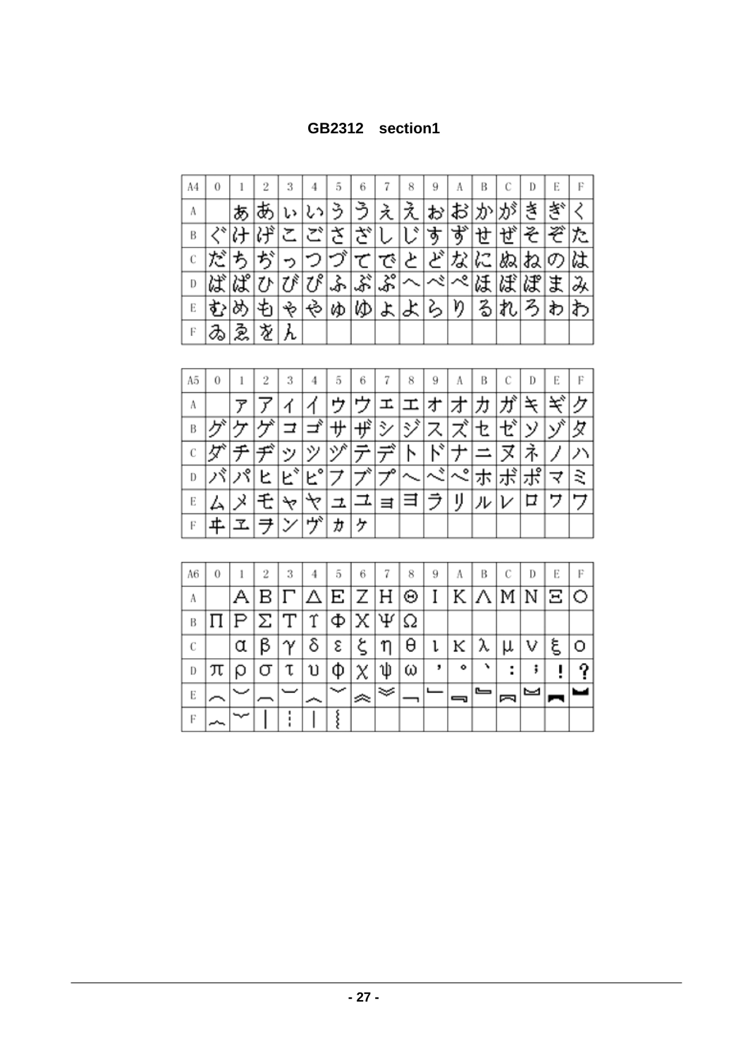**GB2312 section1**

| A4 | 0 | 1 | 2 | 3 | 4 | 5 | 6 | 7 | 8 | 9 | A | B | C | D | E | F |
|---|---|---|---|---|---|---|---|---|---|---|---|---|---|---|---|---|
| A | | ぁ | あ | ぃ | い | ぅ | う | ぇ | え | ぉ | お | か | が | き | ぎ | く |
| B | ぐ | け | げ | こ | ご | さ | ざ | し | じ | す | ず | せ | ぜ | そ | ぞ | た |
| C | だ | ち | ぢ | っ | つ | づ | て | で | と | ど | な | に | ぬ | ね | の | は |
| D | ば | ぱ | ひ | び | ぴ | ふ | ぶ | ぷ | へ | べ | ぺ | ほ | ぼ | ぽ | ま | み |
| E | む | め | も | ゃ | や | ゅ | ゆ | ょ | よ | ら | り | る | れ | ろ | ゎ | わ |
| F | ゐ | ゑ | を | ん | | | | | | | | | | | | |

| A5 | 0 | 1 | 2 | 3 | 4 | 5 | 6 | 7 | 8 | 9 | A | B | C | D | E | F |
|---|---|---|---|---|---|---|---|---|---|---|---|---|---|---|---|---|
| A | | ァ | ア | ィ | イ | ゥ | ウ | ェ | エ | ォ | オ | カ | ガ | キ | ギ | ク |
| B | グ | ケ | ゲ | コ | ゴ | サ | ザ | シ | ジ | ス | ズ | セ | ゼ | ソ | ゾ | タ |
| C | ダ | チ | ヂ | ッ | ツ | ヅ | テ | デ | ト | ド | ナ | ニ | ヌ | ネ | ノ | ハ |
| D | バ | パ | ヒ | ビ | ピ | フ | ブ | プ | ヘ | ベ | ペ | ホ | ボ | ポ | マ | ミ |
| E | ム | メ | モ | ャ | ヤ | ュ | ユ | ョ | ヨ | ラ | リ | ル | レ | ロ | ヮ | ワ |
| F | ヰ | ヱ | ヲ | ン | ヴ | ヵ | ヶ | | | | | | | | | |

| A6 | 0 | 1 | 2 | 3 | 4 | 5 | 6 | 7 | 8 | 9 | A | B | C | D | E | F |
|---|---|---|---|---|---|---|---|---|---|---|---|---|---|---|---|---|
| A | | Α | Β | Γ | Δ | Ε | Ζ | Η | Θ | Ι | Κ | Λ | Μ | Ν | Ξ | Ο |
| B | Π | Ρ | Σ | Τ | Υ | Φ | Χ | Ψ | Ω | | | | | | | |
| C | | α | β | γ | δ | ε | ζ | η | θ | ι | κ | λ | μ | ν | ξ | ο |
| D | π | ρ | σ | τ | υ | φ | χ | ψ | ω | ︐ | ︒ | ︑ | ︓ | ︔ | ︕ | ︖ |
| E | ︵ | ︶ | ︹ | ︺ | ︿ | ﹀ | ︽ | ︾ | ﹁ | ﹂ | ﹃ | ﹄ | ︗ | ︘ | ︻ | ︼ |
| F | ︷ | ︸ | ︱ | ︙ | ︳ | ︴ | | | | | | | | | | |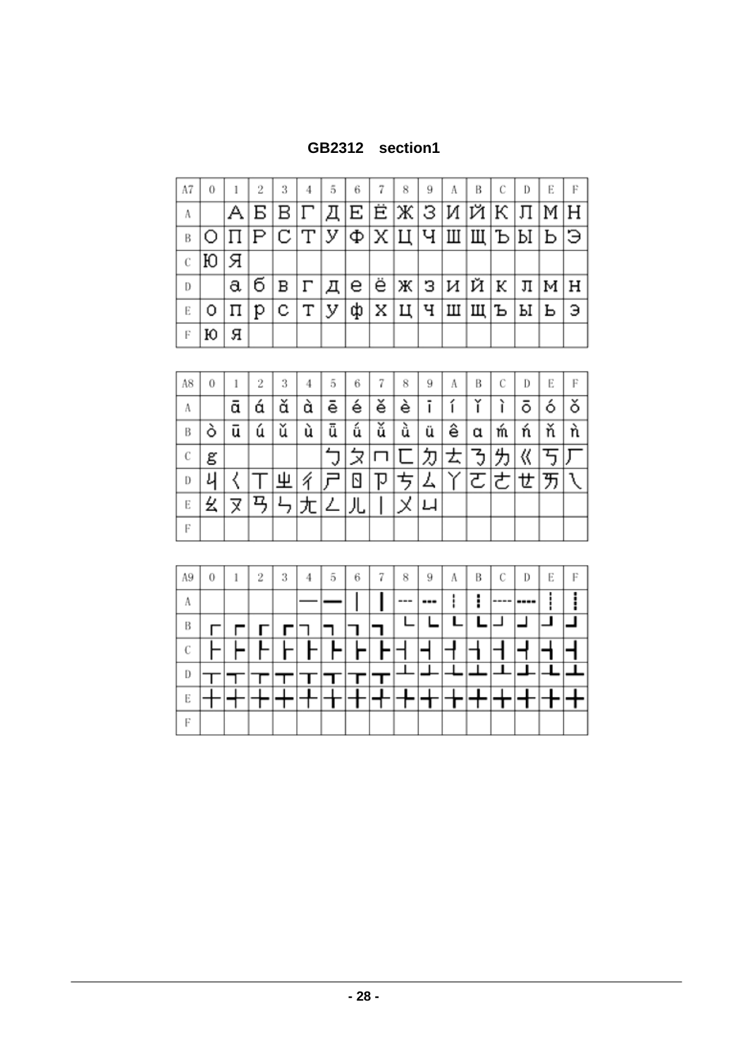## GB2312 section1

| A7 | 0 | 1 | 2 | 3 | 4 | 5 | 6 | 7 | 8 | 9 | A | B | C | D | E | F |
|---|---|---|---|---|---|---|---|---|---|---|---|---|---|---|---|---|
| A | | А | Б | В | Г | Д | Е | Ё | Ж | З | И | Й | К | Л | М | Н |
| B | О | П | Р | С | Т | У | Ф | Х | Ц | Ч | Ш | Щ | Ъ | Ы | Ь | Э |
| C | Ю | Я | | | | | | | | | | | | | | |
| D | | а | б | в | г | д | е | ё | ж | з | и | й | к | л | м | н |
| E | о | п | р | с | т | у | ф | х | ц | ч | ш | щ | ъ | ы | ь | э |
| F | ю | я | | | | | | | | | | | | | | |

| A8 | 0 | 1 | 2 | 3 | 4 | 5 | 6 | 7 | 8 | 9 | A | B | C | D | E | F |
|---|---|---|---|---|---|---|---|---|---|---|---|---|---|---|---|---|
| A | | ā | á | ǎ | à | ē | é | ě | è | ī | í | ǐ | ì | ō | ó | ǒ |
| B | ò | ū | ú | ǔ | ù | ǖ | ǘ | ǚ | ǜ | ü | ê | ɑ | ḿ | ń | ň | ǹ |
| C | ɡ | | | | | ㄅ | ㄆ | ㄇ | ㄈ | ㄉ | ㄊ | ㄋ | ㄌ | ㄍ | ㄎ | ㄏ |
| D | ㄐ | ㄑ | ㄒ | ㄓ | ㄔ | ㄕ | ㄖ | ㄗ | ㄘ | ㄙ | ㄚ | ㄛ | ㄜ | ㄝ | ㄞ | ㄟ |
| E | ㄠ | ㄡ | ㄢ | ㄣ | ㄤ | ㄥ | ㄦ | ㄧ | ㄨ | ㄩ | | | | | | |
| F | | | | | | | | | | | | | | | | |

| A9 | 0 | 1 | 2 | 3 | 4 | 5 | 6 | 7 | 8 | 9 | A | B | C | D | E | F |
|---|---|---|---|---|---|---|---|---|---|---|---|---|---|---|---|---|
| A | | | | | ─ | ━ | │ | ┃ | ┄ | ┅ | ┆ | ┇ | ┈ | ┉ | ┊ | ┋ |
| B | ┌ | ┍ | ┎ | ┏ | ┐ | ┑ | ┒ | ┓ | └ | ┕ | ┖ | ┗ | ┘ | ┙ | ┚ | ┛ |
| C | ├ | ┝ | ┞ | ┟ | ┠ | ┡ | ┢ | ┣ | ┤ | ┥ | ┦ | ┧ | ┨ | ┩ | ┪ | ┫ |
| D | ┬ | ┭ | ┮ | ┯ | ┰ | ┱ | ┲ | ┳ | ┴ | ┵ | ┶ | ┷ | ┸ | ┹ | ┺ | ┻ |
| E | ┼ | ┽ | ┾ | ┿ | ╀ | ╁ | ╂ | ╃ | ╄ | ╅ | ╆ | ╇ | ╈ | ╉ | ╊ | ╋ |
| F | | | | | | | | | | | | | | | | |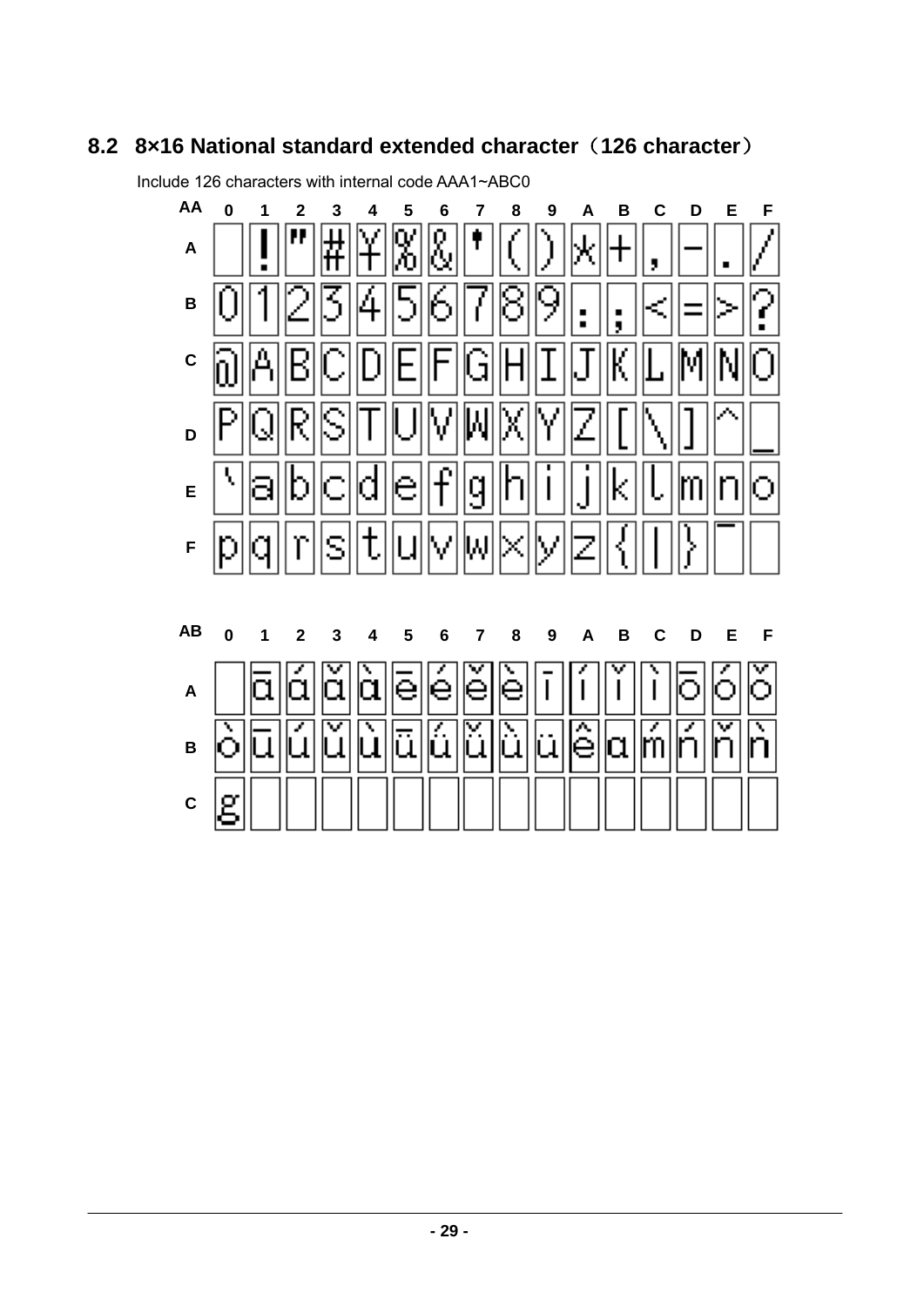## 8.2 8×16 National standard extended character（126 character）

Include 126 characters with internal code AAA1~ABC0

| AA | 0 | 1 | 2 | 3 | 4 | 5 | 6 | 7 | 8 | 9 | A | B | C | D | E | F |
|---|---|---|---|---|---|---|---|---|---|---|---|---|---|---|---|---|
| A | | ! | " | # | ¥ | % | & | ' | ( | ) | * | + | , | - | . | / |
| B | 0 | 1 | 2 | 3 | 4 | 5 | 6 | 7 | 8 | 9 | : | ; | < | = | > | ? |
| C | @ | A | B | C | D | E | F | G | H | I | J | K | L | M | N | O |
| D | P | Q | R | S | T | U | V | W | X | Y | Z | [ | \ | ] | ^ | _ |
| E | ` | a | b | c | d | e | f | g | h | i | j | k | l | m | n | o |
| F | p | q | r | s | t | u | v | w | x | y | z | { | \| | } | ‾ | |

| AB | 0 | 1 | 2 | 3 | 4 | 5 | 6 | 7 | 8 | 9 | A | B | C | D | E | F |
|---|---|---|---|---|---|---|---|---|---|---|---|---|---|---|---|---|
| A | | ā | á | ǎ | à | ē | é | ě | è | ī | í | ǐ | ì | ō | ó | ǒ |
| B | ò | ū | ú | ǔ | ù | ǖ | ǘ | ǚ | ǜ | ü | ê | ɑ | ḿ | ń | ň | ǹ |
| C | ɡ | | | | | | | | | | | | | | | |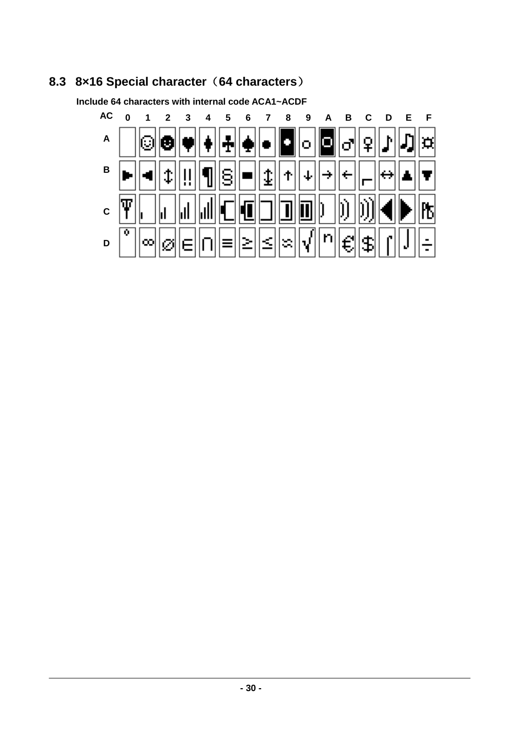## 8.3 8×16 Special character（64 characters）

**Include 64 characters with internal code ACA1~ACDF**

| AC | 0 | 1 | 2 | 3 | 4 | 5 | 6 | 7 | 8 | 9 | A | B | C | D | E | F |
|---|---|---|---|---|---|---|---|---|---|---|---|---|---|---|---|---|
| A | | ☺ | ☻ | ♥ | ♦ | ♣ | ♠ | • | ◘ | ○ | ◙ | ♂ | ♀ | ♪ | ♫ | ☼ |
| B | ► | ◄ | ↕ | ‼ | ¶ | § | ▬ | ↨ | ↑ | ↓ | → | ← | ∟ | ↔ | ▲ | ▼ |
| C | Ψ | ı | ıl | ııl | ıııl | | | | | | ) | )) | ))) | ◀ | ▶ | ℞ |
| D | ° | ∞ | ∅ | ∈ | ∩ | ≡ | ≥ | ≤ | ≈ | √ | ⁿ | € | $ | ⌠ | ⌡ | ÷ |